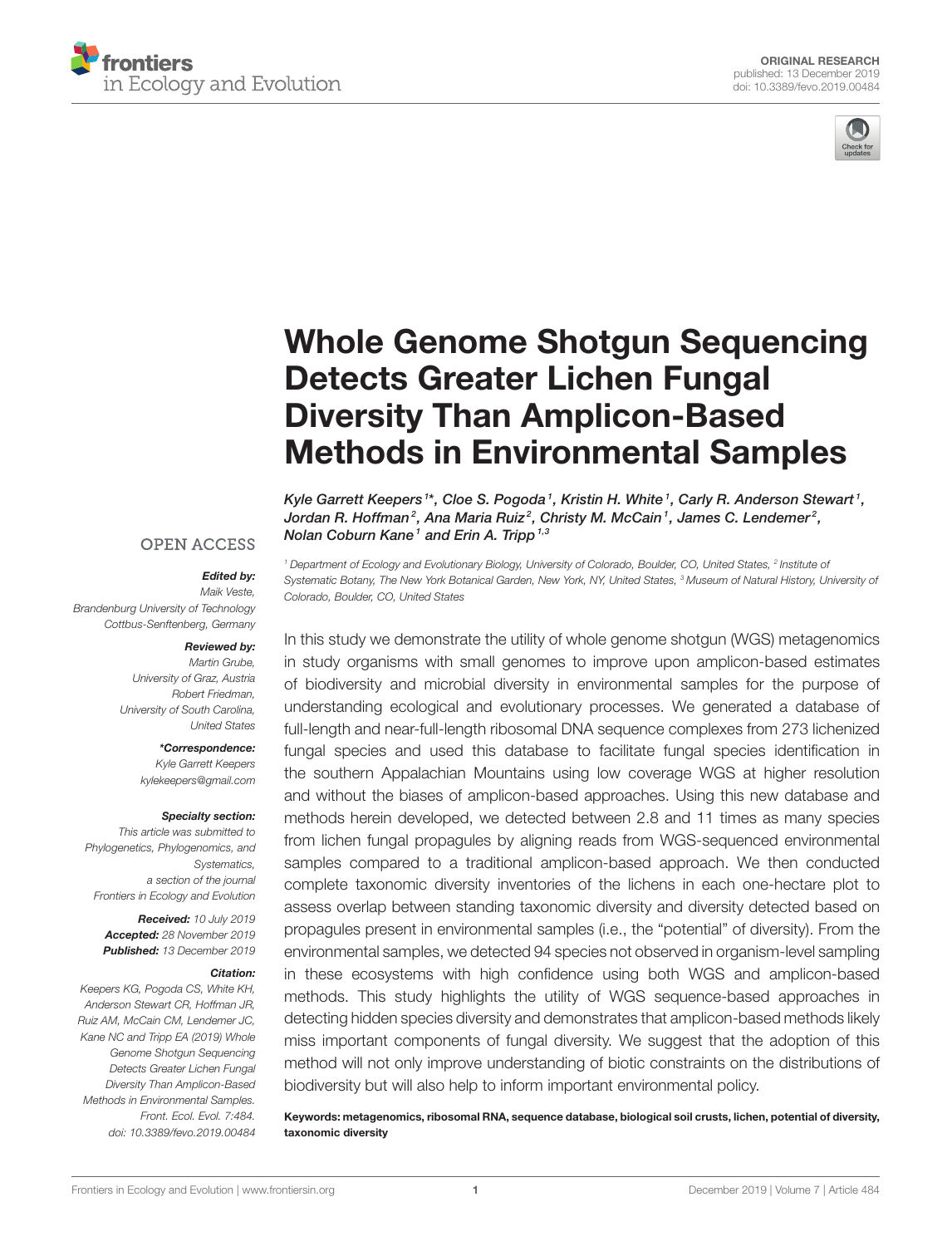ORIGINAL RESEARCH
published: 13 December 2019
doi: 10.3389/fevo.2019.00484

# Whole Genome Shotgun Sequencing Detects Greater Lichen Fungal Diversity Than Amplicon-Based Methods in Environmental Samples

*Kyle Garrett Keepers[1]\*, Cloe S. Pogoda[1], Kristin H. White[1], Carly R. Anderson Stewart[1], Jordan R. Hoffman[2], Ana Maria Ruiz[2], Christy M. McCain[1], James C. Lendemer[2], Nolan Coburn Kane[1] and Erin A. Tripp[1,3]*

[1] Department of Ecology and Evolutionary Biology, University of Colorado, Boulder, CO, United States, [2] Institute of Systematic Botany, The New York Botanical Garden, New York, NY, United States, [3] Museum of Natural History, University of Colorado, Boulder, CO, United States

OPEN ACCESS

***Edited by:***
Maik Veste,
Brandenburg University of Technology Cottbus-Senftenberg, Germany

***Reviewed by:***
Martin Grube,
University of Graz, Austria
Robert Friedman,
University of South Carolina, United States

***\*Correspondence:***
Kyle Garrett Keepers
kylekeepers@gmail.com

***Specialty section:***
This article was submitted to Phylogenetics, Phylogenomics, and Systematics, a section of the journal Frontiers in Ecology and Evolution

***Received:*** *10 July 2019*
***Accepted:*** *28 November 2019*
***Published:*** *13 December 2019*

***Citation:***
Keepers KG, Pogoda CS, White KH, Anderson Stewart CR, Hoffman JR, Ruiz AM, McCain CM, Lendemer JC, Kane NC and Tripp EA (2019) Whole Genome Shotgun Sequencing Detects Greater Lichen Fungal Diversity Than Amplicon-Based Methods in Environmental Samples. Front. Ecol. Evol. 7:484. doi: 10.3389/fevo.2019.00484

In this study we demonstrate the utility of whole genome shotgun (WGS) metagenomics in study organisms with small genomes to improve upon amplicon-based estimates of biodiversity and microbial diversity in environmental samples for the purpose of understanding ecological and evolutionary processes. We generated a database of full-length and near-full-length ribosomal DNA sequence complexes from 273 lichenized fungal species and used this database to facilitate fungal species identification in the southern Appalachian Mountains using low coverage WGS at higher resolution and without the biases of amplicon-based approaches. Using this new database and methods herein developed, we detected between 2.8 and 11 times as many species from lichen fungal propagules by aligning reads from WGS-sequenced environmental samples compared to a traditional amplicon-based approach. We then conducted complete taxonomic diversity inventories of the lichens in each one-hectare plot to assess overlap between standing taxonomic diversity and diversity detected based on propagules present in environmental samples (i.e., the "potential" of diversity). From the environmental samples, we detected 94 species not observed in organism-level sampling in these ecosystems with high confidence using both WGS and amplicon-based methods. This study highlights the utility of WGS sequence-based approaches in detecting hidden species diversity and demonstrates that amplicon-based methods likely miss important components of fungal diversity. We suggest that the adoption of this method will not only improve understanding of biotic constraints on the distributions of biodiversity but will also help to inform important environmental policy.

**Keywords: metagenomics, ribosomal RNA, sequence database, biological soil crusts, lichen, potential of diversity, taxonomic diversity**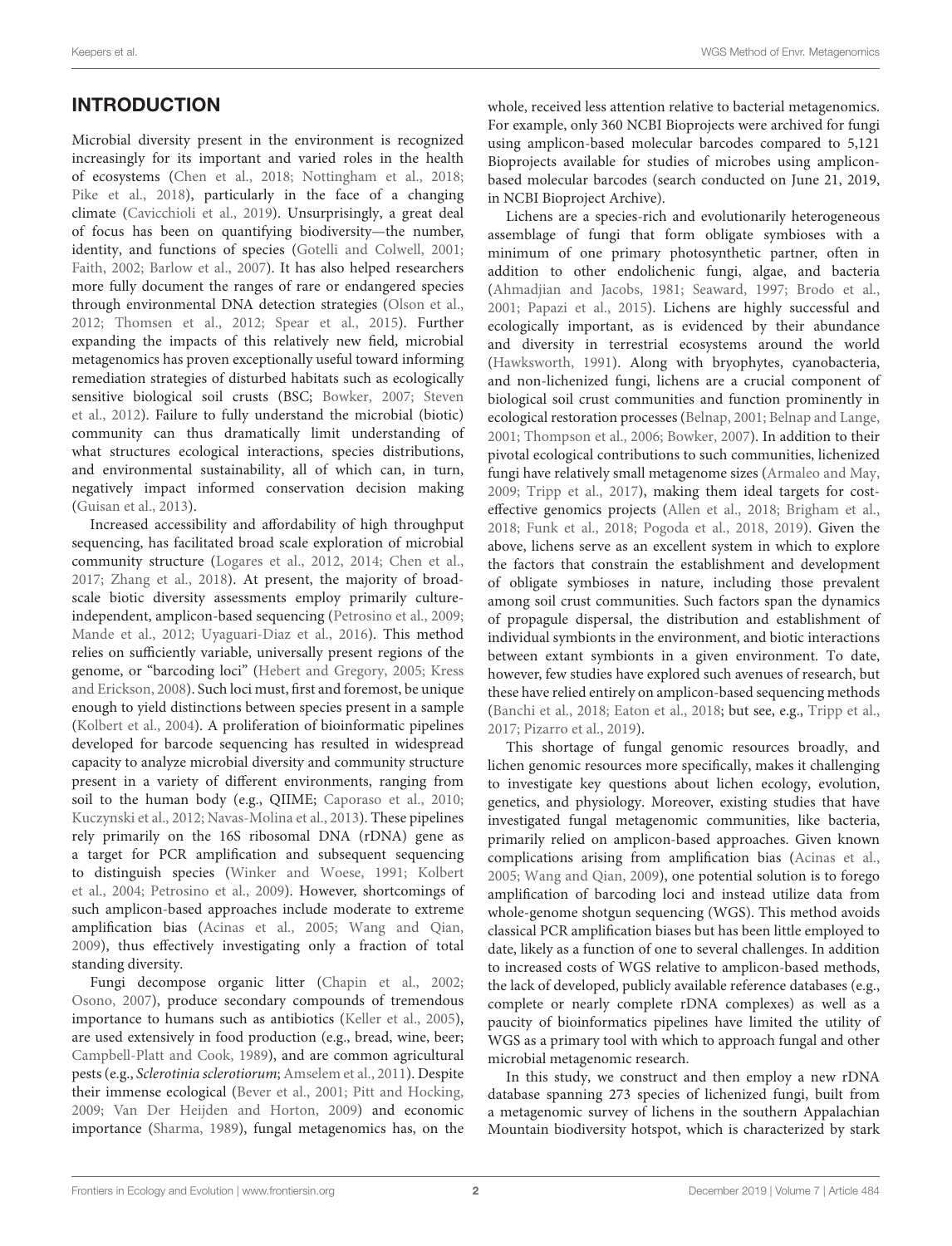## INTRODUCTION

Microbial diversity present in the environment is recognized increasingly for its important and varied roles in the health of ecosystems (Chen et al., 2018; Nottingham et al., 2018; Pike et al., 2018), particularly in the face of a changing climate (Cavicchioli et al., 2019). Unsurprisingly, a great deal of focus has been on quantifying biodiversity—the number, identity, and functions of species (Gotelli and Colwell, 2001; Faith, 2002; Barlow et al., 2007). It has also helped researchers more fully document the ranges of rare or endangered species through environmental DNA detection strategies (Olson et al., 2012; Thomsen et al., 2012; Spear et al., 2015). Further expanding the impacts of this relatively new field, microbial metagenomics has proven exceptionally useful toward informing remediation strategies of disturbed habitats such as ecologically sensitive biological soil crusts (BSC; Bowker, 2007; Steven et al., 2012). Failure to fully understand the microbial (biotic) community can thus dramatically limit understanding of what structures ecological interactions, species distributions, and environmental sustainability, all of which can, in turn, negatively impact informed conservation decision making (Guisan et al., 2013).

Increased accessibility and affordability of high throughput sequencing, has facilitated broad scale exploration of microbial community structure (Logares et al., 2012, 2014; Chen et al., 2017; Zhang et al., 2018). At present, the majority of broad-scale biotic diversity assessments employ primarily culture-independent, amplicon-based sequencing (Petrosino et al., 2009; Mande et al., 2012; Uyaguari-Diaz et al., 2016). This method relies on sufficiently variable, universally present regions of the genome, or "barcoding loci" (Hebert and Gregory, 2005; Kress and Erickson, 2008). Such loci must, first and foremost, be unique enough to yield distinctions between species present in a sample (Kolbert et al., 2004). A proliferation of bioinformatic pipelines developed for barcode sequencing has resulted in widespread capacity to analyze microbial diversity and community structure present in a variety of different environments, ranging from soil to the human body (e.g., QIIME; Caporaso et al., 2010; Kuczynski et al., 2012; Navas-Molina et al., 2013). These pipelines rely primarily on the 16S ribosomal DNA (rDNA) gene as a target for PCR amplification and subsequent sequencing to distinguish species (Winker and Woese, 1991; Kolbert et al., 2004; Petrosino et al., 2009). However, shortcomings of such amplicon-based approaches include moderate to extreme amplification bias (Acinas et al., 2005; Wang and Qian, 2009), thus effectively investigating only a fraction of total standing diversity.

Fungi decompose organic litter (Chapin et al., 2002; Osono, 2007), produce secondary compounds of tremendous importance to humans such as antibiotics (Keller et al., 2005), are used extensively in food production (e.g., bread, wine, beer; Campbell-Platt and Cook, 1989), and are common agricultural pests (e.g., *Sclerotinia sclerotiorum*; Amselem et al., 2011). Despite their immense ecological (Bever et al., 2001; Pitt and Hocking, 2009; Van Der Heijden and Horton, 2009) and economic importance (Sharma, 1989), fungal metagenomics has, on the whole, received less attention relative to bacterial metagenomics. For example, only 360 NCBI Bioprojects were archived for fungi using amplicon-based molecular barcodes compared to 5,121 Bioprojects available for studies of microbes using amplicon-based molecular barcodes (search conducted on June 21, 2019, in NCBI Bioproject Archive).

Lichens are a species-rich and evolutionarily heterogeneous assemblage of fungi that form obligate symbioses with a minimum of one primary photosynthetic partner, often in addition to other endolichenic fungi, algae, and bacteria (Ahmadjian and Jacobs, 1981; Seaward, 1997; Brodo et al., 2001; Papazi et al., 2015). Lichens are highly successful and ecologically important, as is evidenced by their abundance and diversity in terrestrial ecosystems around the world (Hawksworth, 1991). Along with bryophytes, cyanobacteria, and non-lichenized fungi, lichens are a crucial component of biological soil crust communities and function prominently in ecological restoration processes (Belnap, 2001; Belnap and Lange, 2001; Thompson et al., 2006; Bowker, 2007). In addition to their pivotal ecological contributions to such communities, lichenized fungi have relatively small metagenome sizes (Armaleo and May, 2009; Tripp et al., 2017), making them ideal targets for cost-effective genomics projects (Allen et al., 2018; Brigham et al., 2018; Funk et al., 2018; Pogoda et al., 2018, 2019). Given the above, lichens serve as an excellent system in which to explore the factors that constrain the establishment and development of obligate symbioses in nature, including those prevalent among soil crust communities. Such factors span the dynamics of propagule dispersal, the distribution and establishment of individual symbionts in the environment, and biotic interactions between extant symbionts in a given environment. To date, however, few studies have explored such avenues of research, but these have relied entirely on amplicon-based sequencing methods (Banchi et al., 2018; Eaton et al., 2018; but see, e.g., Tripp et al., 2017; Pizarro et al., 2019).

This shortage of fungal genomic resources broadly, and lichen genomic resources more specifically, makes it challenging to investigate key questions about lichen ecology, evolution, genetics, and physiology. Moreover, existing studies that have investigated fungal metagenomic communities, like bacteria, primarily relied on amplicon-based approaches. Given known complications arising from amplification bias (Acinas et al., 2005; Wang and Qian, 2009), one potential solution is to forego amplification of barcoding loci and instead utilize data from whole-genome shotgun sequencing (WGS). This method avoids classical PCR amplification biases but has been little employed to date, likely as a function of one to several challenges. In addition to increased costs of WGS relative to amplicon-based methods, the lack of developed, publicly available reference databases (e.g., complete or nearly complete rDNA complexes) as well as a paucity of bioinformatics pipelines have limited the utility of WGS as a primary tool with which to approach fungal and other microbial metagenomic research.

In this study, we construct and then employ a new rDNA database spanning 273 species of lichenized fungi, built from a metagenomic survey of lichens in the southern Appalachian Mountain biodiversity hotspot, which is characterized by stark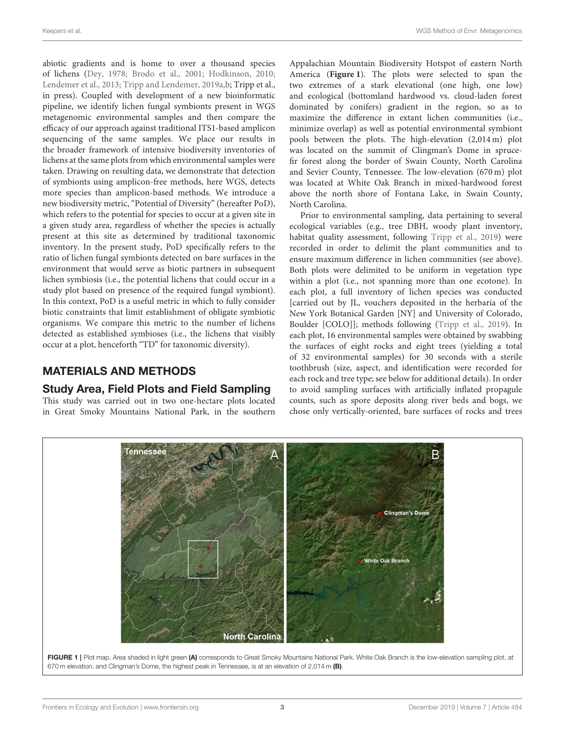abiotic gradients and is home to over a thousand species of lichens (Dey, 1978; Brodo et al., 2001; Hodkinson, 2010; Lendemer et al., 2013; Tripp and Lendemer, 2019a,b; Tripp et al., in press). Coupled with development of a new bioinformatic pipeline, we identify lichen fungal symbionts present in WGS metagenomic environmental samples and then compare the efficacy of our approach against traditional ITS1-based amplicon sequencing of the same samples. We place our results in the broader framework of intensive biodiversity inventories of lichens at the same plots from which environmental samples were taken. Drawing on resulting data, we demonstrate that detection of symbionts using amplicon-free methods, here WGS, detects more species than amplicon-based methods. We introduce a new biodiversity metric, "Potential of Diversity" (hereafter PoD), which refers to the potential for species to occur at a given site in a given study area, regardless of whether the species is actually present at this site as determined by traditional taxonomic inventory. In the present study, PoD specifically refers to the ratio of lichen fungal symbionts detected on bare surfaces in the environment that would serve as biotic partners in subsequent lichen symbiosis (i.e., the potential lichens that could occur in a study plot based on presence of the required fungal symbiont). In this context, PoD is a useful metric in which to fully consider biotic constraints that limit establishment of obligate symbiotic organisms. We compare this metric to the number of lichens detected as established symbioses (i.e., the lichens that visibly occur at a plot, henceforth "TD" for taxonomic diversity).

## MATERIALS AND METHODS

### Study Area, Field Plots and Field Sampling

This study was carried out in two one-hectare plots located in Great Smoky Mountains National Park, in the southern Appalachian Mountain Biodiversity Hotspot of eastern North America (**Figure 1**). The plots were selected to span the two extremes of a stark elevational (one high, one low) and ecological (bottomland hardwood vs. cloud-laden forest dominated by conifers) gradient in the region, so as to maximize the difference in extant lichen communities (i.e., minimize overlap) as well as potential environmental symbiont pools between the plots. The high-elevation (2,014 m) plot was located on the summit of Clingman's Dome in spruce-fir forest along the border of Swain County, North Carolina and Sevier County, Tennessee. The low-elevation (670 m) plot was located at White Oak Branch in mixed-hardwood forest above the north shore of Fontana Lake, in Swain County, North Carolina.

Prior to environmental sampling, data pertaining to several ecological variables (e.g., tree DBH, woody plant inventory, habitat quality assessment, following Tripp et al., 2019) were recorded in order to delimit the plant communities and to ensure maximum difference in lichen communities (see above). Both plots were delimited to be uniform in vegetation type within a plot (i.e., not spanning more than one ecotone). In each plot, a full inventory of lichen species was conducted [carried out by JL, vouchers deposited in the herbaria of the New York Botanical Garden [NY] and University of Colorado, Boulder [COLO]]; methods following (Tripp et al., 2019). In each plot, 16 environmental samples were obtained by swabbing the surfaces of eight rocks and eight trees (yielding a total of 32 environmental samples) for 30 seconds with a sterile toothbrush (size, aspect, and identification were recorded for each rock and tree type; see below for additional details). In order to avoid sampling surfaces with artificially inflated propagule counts, such as spore deposits along river beds and bogs, we chose only vertically-oriented, bare surfaces of rocks and trees

**FIGURE 1** | Plot map. Area shaded in light green **(A)** corresponds to Great Smoky Mountains National Park. White Oak Branch is the low-elevation sampling plot, at 670 m elevation, and Clingman's Dome, the highest peak in Tennessee, is at an elevation of 2,014 m **(B)**.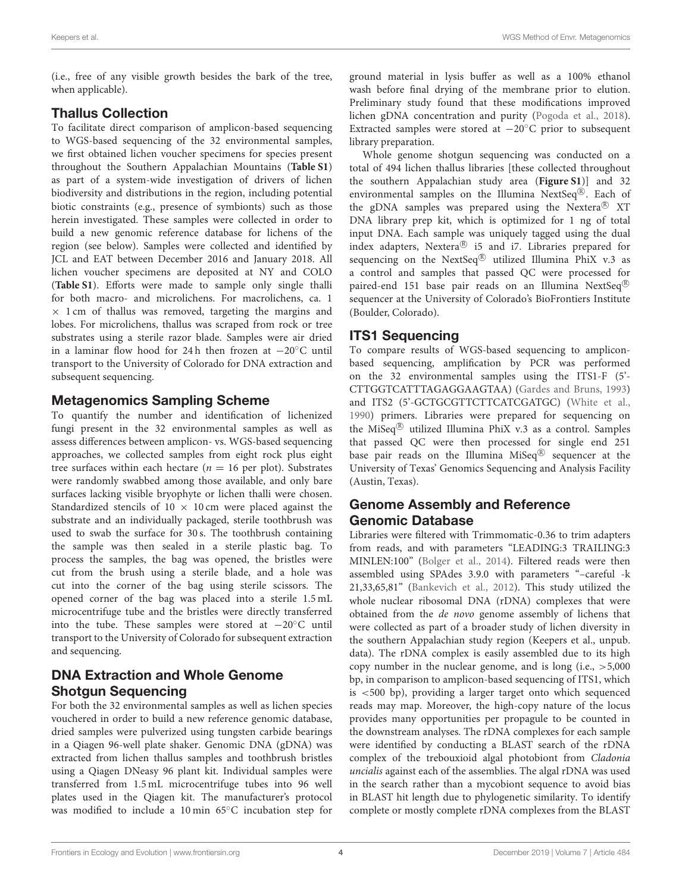(i.e., free of any visible growth besides the bark of the tree, when applicable).

## Thallus Collection

To facilitate direct comparison of amplicon-based sequencing to WGS-based sequencing of the 32 environmental samples, we first obtained lichen voucher specimens for species present throughout the Southern Appalachian Mountains (**Table S1**) as part of a system-wide investigation of drivers of lichen biodiversity and distributions in the region, including potential biotic constraints (e.g., presence of symbionts) such as those herein investigated. These samples were collected in order to build a new genomic reference database for lichens of the region (see below). Samples were collected and identified by JCL and EAT between December 2016 and January 2018. All lichen voucher specimens are deposited at NY and COLO (**Table S1**). Efforts were made to sample only single thalli for both macro- and microlichens. For macrolichens, ca. 1 × 1 cm of thallus was removed, targeting the margins and lobes. For microlichens, thallus was scraped from rock or tree substrates using a sterile razor blade. Samples were air dried in a laminar flow hood for 24 h then frozen at −20°C until transport to the University of Colorado for DNA extraction and subsequent sequencing.

## Metagenomics Sampling Scheme

To quantify the number and identification of lichenized fungi present in the 32 environmental samples as well as assess differences between amplicon- vs. WGS-based sequencing approaches, we collected samples from eight rock plus eight tree surfaces within each hectare ($n = 16$ per plot). Substrates were randomly swabbed among those available, and only bare surfaces lacking visible bryophyte or lichen thalli were chosen. Standardized stencils of 10 × 10 cm were placed against the substrate and an individually packaged, sterile toothbrush was used to swab the surface for 30 s. The toothbrush containing the sample was then sealed in a sterile plastic bag. To process the samples, the bag was opened, the bristles were cut from the brush using a sterile blade, and a hole was cut into the corner of the bag using sterile scissors. The opened corner of the bag was placed into a sterile 1.5 mL microcentrifuge tube and the bristles were directly transferred into the tube. These samples were stored at −20°C until transport to the University of Colorado for subsequent extraction and sequencing.

## DNA Extraction and Whole Genome Shotgun Sequencing

For both the 32 environmental samples as well as lichen species vouchered in order to build a new reference genomic database, dried samples were pulverized using tungsten carbide bearings in a Qiagen 96-well plate shaker. Genomic DNA (gDNA) was extracted from lichen thallus samples and toothbrush bristles using a Qiagen DNeasy 96 plant kit. Individual samples were transferred from 1.5 mL microcentrifuge tubes into 96 well plates used in the Qiagen kit. The manufacturer's protocol was modified to include a 10 min 65°C incubation step for ground material in lysis buffer as well as a 100% ethanol wash before final drying of the membrane prior to elution. Preliminary study found that these modifications improved lichen gDNA concentration and purity (Pogoda et al., 2018). Extracted samples were stored at −20°C prior to subsequent library preparation.

Whole genome shotgun sequencing was conducted on a total of 494 lichen thallus libraries [these collected throughout the southern Appalachian study area (**Figure S1**)] and 32 environmental samples on the Illumina NextSeq®. Each of the gDNA samples was prepared using the Nextera® XT DNA library prep kit, which is optimized for 1 ng of total input DNA. Each sample was uniquely tagged using the dual index adapters, Nextera® i5 and i7. Libraries prepared for sequencing on the NextSeq® utilized Illumina PhiX v.3 as a control and samples that passed QC were processed for paired-end 151 base pair reads on an Illumina NextSeq® sequencer at the University of Colorado's BioFrontiers Institute (Boulder, Colorado).

## ITS1 Sequencing

To compare results of WGS-based sequencing to amplicon-based sequencing, amplification by PCR was performed on the 32 environmental samples using the ITS1-F (5'-CTTGGTCATTTAGAGGAAGTAA) (Gardes and Bruns, 1993) and ITS2 (5'-GCTGCGTTCTTCATCGATGC) (White et al., 1990) primers. Libraries were prepared for sequencing on the MiSeq® utilized Illumina PhiX v.3 as a control. Samples that passed QC were then processed for single end 251 base pair reads on the Illumina MiSeq® sequencer at the University of Texas' Genomics Sequencing and Analysis Facility (Austin, Texas).

## Genome Assembly and Reference Genomic Database

Libraries were filtered with Trimmomatic-0.36 to trim adapters from reads, and with parameters "LEADING:3 TRAILING:3 MINLEN:100" (Bolger et al., 2014). Filtered reads were then assembled using SPAdes 3.9.0 with parameters "–careful -k 21,33,65,81" (Bankevich et al., 2012). This study utilized the whole nuclear ribosomal DNA (rDNA) complexes that were obtained from the *de novo* genome assembly of lichens that were collected as part of a broader study of lichen diversity in the southern Appalachian study region (Keepers et al., unpub. data). The rDNA complex is easily assembled due to its high copy number in the nuclear genome, and is long (i.e., >5,000 bp, in comparison to amplicon-based sequencing of ITS1, which is <500 bp), providing a larger target onto which sequenced reads may map. Moreover, the high-copy nature of the locus provides many opportunities per propagule to be counted in the downstream analyses. The rDNA complexes for each sample were identified by conducting a BLAST search of the rDNA complex of the trebouxioid algal photobiont from *Cladonia uncialis* against each of the assemblies. The algal rDNA was used in the search rather than a mycobiont sequence to avoid bias in BLAST hit length due to phylogenetic similarity. To identify complete or mostly complete rDNA complexes from the BLAST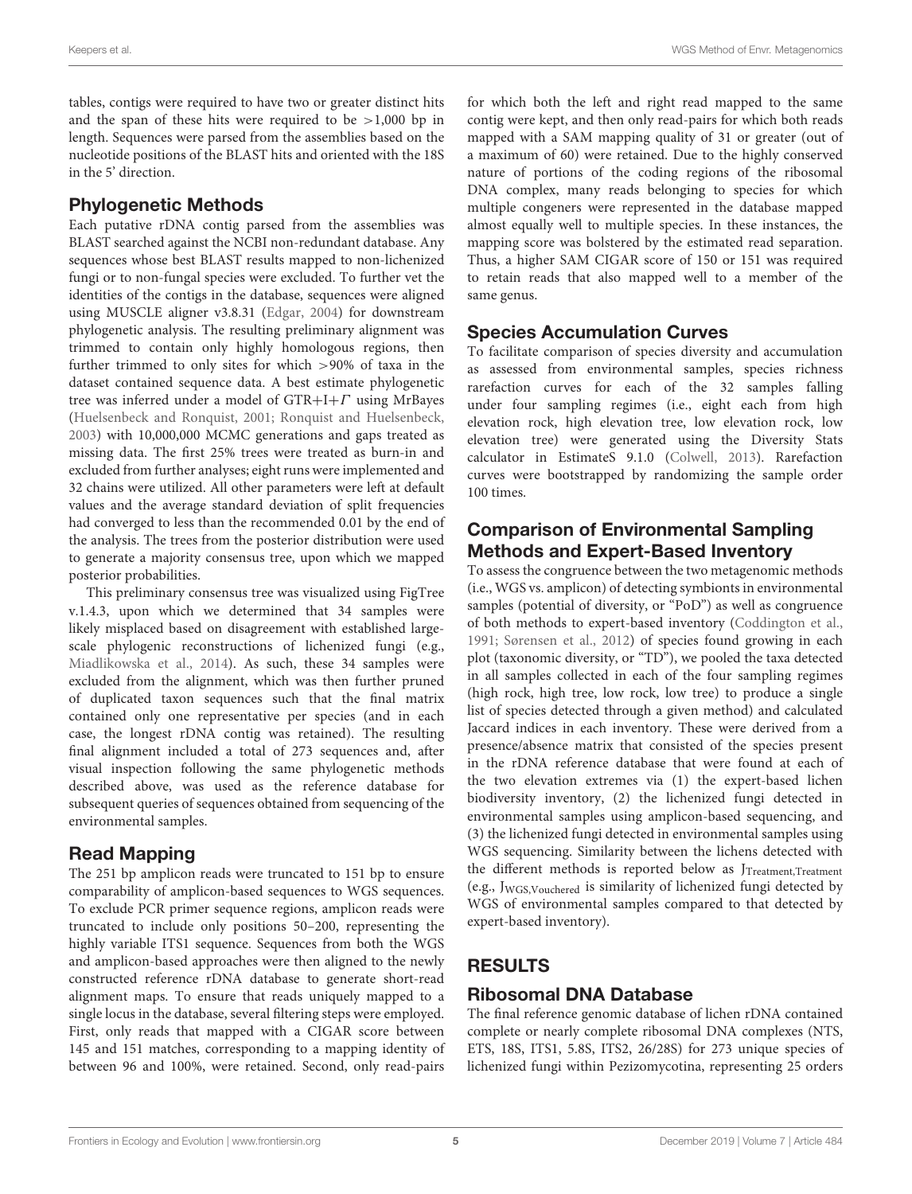tables, contigs were required to have two or greater distinct hits and the span of these hits were required to be >1,000 bp in length. Sequences were parsed from the assemblies based on the nucleotide positions of the BLAST hits and oriented with the 18S in the 5' direction.

## Phylogenetic Methods

Each putative rDNA contig parsed from the assemblies was BLAST searched against the NCBI non-redundant database. Any sequences whose best BLAST results mapped to non-lichenized fungi or to non-fungal species were excluded. To further vet the identities of the contigs in the database, sequences were aligned using MUSCLE aligner v3.8.31 (Edgar, 2004) for downstream phylogenetic analysis. The resulting preliminary alignment was trimmed to contain only highly homologous regions, then further trimmed to only sites for which >90% of taxa in the dataset contained sequence data. A best estimate phylogenetic tree was inferred under a model of GTR+I+$\Gamma$ using MrBayes (Huelsenbeck and Ronquist, 2001; Ronquist and Huelsenbeck, 2003) with 10,000,000 MCMC generations and gaps treated as missing data. The first 25% trees were treated as burn-in and excluded from further analyses; eight runs were implemented and 32 chains were utilized. All other parameters were left at default values and the average standard deviation of split frequencies had converged to less than the recommended 0.01 by the end of the analysis. The trees from the posterior distribution were used to generate a majority consensus tree, upon which we mapped posterior probabilities.

This preliminary consensus tree was visualized using FigTree v.1.4.3, upon which we determined that 34 samples were likely misplaced based on disagreement with established large-scale phylogenic reconstructions of lichenized fungi (e.g., Miadlikowska et al., 2014). As such, these 34 samples were excluded from the alignment, which was then further pruned of duplicated taxon sequences such that the final matrix contained only one representative per species (and in each case, the longest rDNA contig was retained). The resulting final alignment included a total of 273 sequences and, after visual inspection following the same phylogenetic methods described above, was used as the reference database for subsequent queries of sequences obtained from sequencing of the environmental samples.

## Read Mapping

The 251 bp amplicon reads were truncated to 151 bp to ensure comparability of amplicon-based sequences to WGS sequences. To exclude PCR primer sequence regions, amplicon reads were truncated to include only positions 50–200, representing the highly variable ITS1 sequence. Sequences from both the WGS and amplicon-based approaches were then aligned to the newly constructed reference rDNA database to generate short-read alignment maps. To ensure that reads uniquely mapped to a single locus in the database, several filtering steps were employed. First, only reads that mapped with a CIGAR score between 145 and 151 matches, corresponding to a mapping identity of between 96 and 100%, were retained. Second, only read-pairs for which both the left and right read mapped to the same contig were kept, and then only read-pairs for which both reads mapped with a SAM mapping quality of 31 or greater (out of a maximum of 60) were retained. Due to the highly conserved nature of portions of the coding regions of the ribosomal DNA complex, many reads belonging to species for which multiple congeners were represented in the database mapped almost equally well to multiple species. In these instances, the mapping score was bolstered by the estimated read separation. Thus, a higher SAM CIGAR score of 150 or 151 was required to retain reads that also mapped well to a member of the same genus.

## Species Accumulation Curves

To facilitate comparison of species diversity and accumulation as assessed from environmental samples, species richness rarefaction curves for each of the 32 samples falling under four sampling regimes (i.e., eight each from high elevation rock, high elevation tree, low elevation rock, low elevation tree) were generated using the Diversity Stats calculator in EstimateS 9.1.0 (Colwell, 2013). Rarefaction curves were bootstrapped by randomizing the sample order 100 times.

## Comparison of Environmental Sampling Methods and Expert-Based Inventory

To assess the congruence between the two metagenomic methods (i.e., WGS vs. amplicon) of detecting symbionts in environmental samples (potential of diversity, or "PoD") as well as congruence of both methods to expert-based inventory (Coddington et al., 1991; Sørensen et al., 2012) of species found growing in each plot (taxonomic diversity, or "TD"), we pooled the taxa detected in all samples collected in each of the four sampling regimes (high rock, high tree, low rock, low tree) to produce a single list of species detected through a given method) and calculated Jaccard indices in each inventory. These were derived from a presence/absence matrix that consisted of the species present in the rDNA reference database that were found at each of the two elevation extremes via (1) the expert-based lichen biodiversity inventory, (2) the lichenized fungi detected in environmental samples using amplicon-based sequencing, and (3) the lichenized fungi detected in environmental samples using WGS sequencing. Similarity between the lichens detected with the different methods is reported below as $J_{Treatment,Treatment}$ (e.g., $J_{WGS,Vouchered}$ is similarity of lichenized fungi detected by WGS of environmental samples compared to that detected by expert-based inventory).

# RESULTS

## Ribosomal DNA Database

The final reference genomic database of lichen rDNA contained complete or nearly complete ribosomal DNA complexes (NTS, ETS, 18S, ITS1, 5.8S, ITS2, 26/28S) for 273 unique species of lichenized fungi within Pezizomycotina, representing 25 orders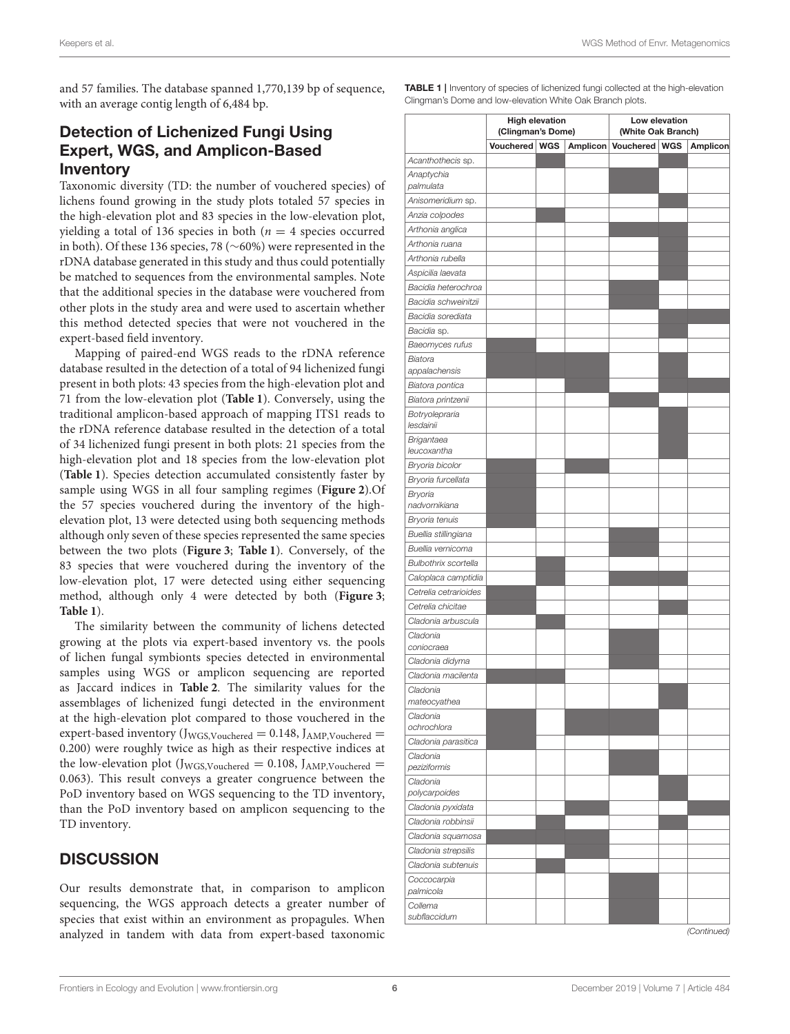and 57 families. The database spanned 1,770,139 bp of sequence, with an average contig length of 6,484 bp.

## Detection of Lichenized Fungi Using Expert, WGS, and Amplicon-Based Inventory

Taxonomic diversity (TD: the number of vouchered species) of lichens found growing in the study plots totaled 57 species in the high-elevation plot and 83 species in the low-elevation plot, yielding a total of 136 species in both ($n = 4$ species occurred in both). Of these 136 species, 78 (~60%) were represented in the rDNA database generated in this study and thus could potentially be matched to sequences from the environmental samples. Note that the additional species in the database were vouchered from other plots in the study area and were used to ascertain whether this method detected species that were not vouchered in the expert-based field inventory.

Mapping of paired-end WGS reads to the rDNA reference database resulted in the detection of a total of 94 lichenized fungi present in both plots: 43 species from the high-elevation plot and 71 from the low-elevation plot (**Table 1**). Conversely, using the traditional amplicon-based approach of mapping ITS1 reads to the rDNA reference database resulted in the detection of a total of 34 lichenized fungi present in both plots: 21 species from the high-elevation plot and 18 species from the low-elevation plot (**Table 1**). Species detection accumulated consistently faster by sample using WGS in all four sampling regimes (**Figure 2**).Of the 57 species vouchered during the inventory of the high-elevation plot, 13 were detected using both sequencing methods although only seven of these species represented the same species between the two plots (**Figure 3**; **Table 1**). Conversely, of the 83 species that were vouchered during the inventory of the low-elevation plot, 17 were detected using either sequencing method, although only 4 were detected by both (**Figure 3**; **Table 1**).

The similarity between the community of lichens detected growing at the plots via expert-based inventory vs. the pools of lichen fungal symbionts species detected in environmental samples using WGS or amplicon sequencing are reported as Jaccard indices in **Table 2**. The similarity values for the assemblages of lichenized fungi detected in the environment at the high-elevation plot compared to those vouchered in the expert-based inventory ($J_{WGS,Vouchered} = 0.148$, $J_{AMP,Vouchered} = 0.200$) were roughly twice as high as their respective indices at the low-elevation plot ($J_{WGS,Vouchered} = 0.108$, $J_{AMP,Vouchered} = 0.063$). This result conveys a greater congruence between the PoD inventory based on WGS sequencing to the TD inventory, than the PoD inventory based on amplicon sequencing to the TD inventory.

## DISCUSSION

Our results demonstrate that, in comparison to amplicon sequencing, the WGS approach detects a greater number of species that exist within an environment as propagules. When analyzed in tandem with data from expert-based taxonomic

**TABLE 1** | Inventory of species of lichenized fungi collected at the high-elevation Clingman's Dome and low-elevation White Oak Branch plots.

| | High elevation (Clingman's Dome) | | | Low elevation (White Oak Branch) | | |
|---|---|---|---|---|---|---|
| | Vouchered | WGS | Amplicon | Vouchered | WGS | Amplicon |
| *Acanthothecis* sp. | | ■ | | | ■ | |
| *Anaptychia palmulata* | | | | ■ | | |
| *Anisomeridium* sp. | | | | | ■ | |
| *Anzia colpodes* | | ■ | | | | |
| *Arthonia anglica* | | | | ■ | ■ | |
| *Arthonia ruana* | | | | | ■ | |
| *Arthonia rubella* | | | | | ■ | |
| *Aspicilia laevata* | | | | | ■ | |
| *Bacidia heterochroa* | | | | ■ | | |
| *Bacidia schweinitzii* | | | | ■ | | |
| *Bacidia sorediata* | | | | | ■ | ■ |
| *Bacidia* sp. | | | | | ■ | |
| *Baeomyces rufus* | ■ | | | | | |
| *Biatora appalachensis* | ■ | ■ | ■ | | ■ | |
| *Biatora pontica* | | | ■ | | ■ | ■ |
| *Biatora printzenii* | | | | ■ | | |
| *Botryolepraria lesdainii* | | | | | ■ | |
| *Brigantaea leucoxantha* | | | | | ■ | |
| *Bryoria bicolor* | ■ | | ■ | | | |
| *Bryoria furcellata* | ■ | | | | | |
| *Bryoria nadvornikiana* | ■ | | | | | |
| *Bryoria tenuis* | ■ | | | | | |
| *Buellia stillingiana* | | | | ■ | | |
| *Buellia vernicoma* | | | | ■ | | |
| *Bulbothrix scortella* | | ■ | | | | |
| *Caloplaca camptidia* | | ■ | | ■ | ■ | |
| *Cetrelia cetrarioides* | ■ | | | | | |
| *Cetrelia chicitae* | ■ | | | | ■ | |
| *Cladonia arbuscula* | | ■ | | | | |
| *Cladonia coniocraea* | | | | ■ | | |
| *Cladonia didyma* | | | | ■ | | |
| *Cladonia macilenta* | ■ | ■ | ■ | | | |
| *Cladonia mateocyathea* | | | | | ■ | |
| *Cladonia ochrochlora* | ■ | | ■ | ■ | ■ | |
| *Cladonia parasitica* | ■ | | | | | |
| *Cladonia peziziformis* | | | | ■ | | |
| *Cladonia polycarpoides* | | | | | ■ | |
| *Cladonia pyxidata* | | | ■ | | | ■ |
| *Cladonia robbinsii* | | ■ | | | ■ | |
| *Cladonia squamosa* | ■ | ■ | ■ | | | |
| *Cladonia strepsilis* | | | ■ | | | |
| *Cladonia subtenuis* | | ■ | | | | |
| *Coccocarpia palmicola* | | | | ■ | | |
| *Collema subflaccidum* | | | | ■ | | |

*(Continued)*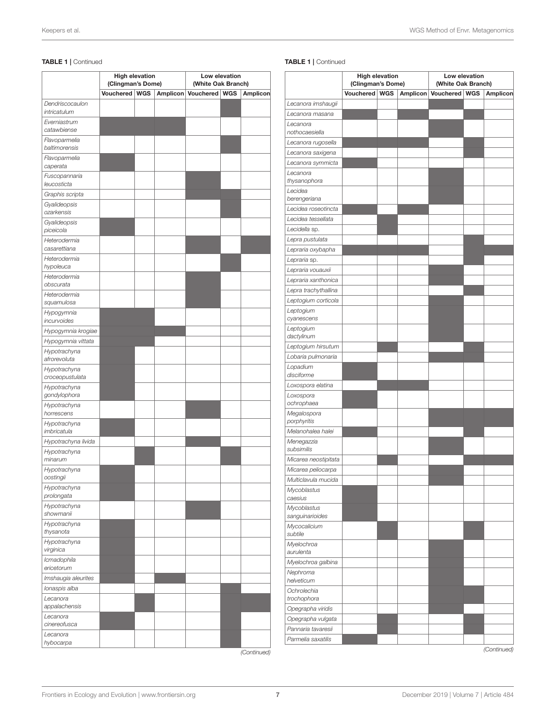**TABLE 1** | Continued

| | High elevation (Clingman's Dome) | | | Low elevation (White Oak Branch) | | |
|---|---|---|---|---|---|---|
| | Vouchered | WGS | Amplicon | Vouchered | WGS | Amplicon |
| *Dendriscocaulon intricatulum* | | | | | ■ | |
| *Everniastrum catawbiense* | ■ | ■ | ■ | | | |
| *Flavoparmelia baltimorensis* | | | | | ■ | |
| *Flavoparmelia caperata* | ■ | | | | | |
| *Fuscopannaria leucosticta* | | | | ■ | | |
| *Graphis scripta* | | | | ■ | ■ | |
| *Gyalideopsis ozarkensis* | | | | | ■ | |
| *Gyalideopsis piceicola* | ■ | | | | | |
| *Heterodermia casarettiana* | | | | ■ | | ■ |
| *Heterodermia hypoleuca* | | | | | ■ | |
| *Heterodermia obscurata* | | | | ■ | | |
| *Heterodermia squamulosa* | | | | ■ | | |
| *Hypogymnia incurvoides* | ■ | ■ | | | | |
| *Hypogymnia krogiae* | ■ | ■ | ■ | | | |
| *Hypogymnia vittata* | ■ | ■ | | | | |
| *Hypotrachyna afrorevoluta* | ■ | | | | | |
| *Hypotrachyna croceopustulata* | ■ | | | | | |
| *Hypotrachyna gondylophora* | ■ | | | | | |
| *Hypotrachyna horrescens* | | | | ■ | | |
| *Hypotrachyna imbricatula* | ■ | | | | | |
| *Hypotrachyna livida* | | | | ■ | | |
| *Hypotrachyna minarum* | | ■ | | | ■ | |
| *Hypotrachyna oostingii* | ■ | | | | | |
| *Hypotrachyna prolongata* | ■ | | | | | |
| *Hypotrachyna showmanii* | | | | ■ | | |
| *Hypotrachyna thysanota* | ■ | | | | | |
| *Hypotrachyna virginica* | ■ | | | | | |
| *Icmadophila ericetorum* | ■ | | | | | |
| *Imshaugia aleurites* | ■ | | ■ | | | |
| *Ionaspis alba* | | | | | ■ | |
| *Lecanora appalachensis* | | ■ | | | ■ | ■ |
| *Lecanora cinereofusca* | ■ | | | | ■ | |
| *Lecanora hybocarpa* | | | | | ■ | |
| *Lecanora imshaugii* | | | | ■ | | |
| *Lecanora masana* | ■ | | ■ | | ■ | |
| *Lecanora nothocaesiella* | | | | ■ | | |
| *Lecanora rugosella* | ■ | ■ | ■ | | ■ | |
| *Lecanora saxigena* | | | | | ■ | |
| *Lecanora symmicta* | ■ | | | | | |
| *Lecanora thysanophora* | | | | ■ | | |
| *Lecidea berengeriana* | | | | ■ | | |
| *Lecidea roseotincta* | ■ | | ■ | | | |
| *Lecidea tessellata* | | ■ | | | | |
| *Lecidella* sp. | | ■ | | | | |
| *Lepra pustulata* | | | | | ■ | |
| *Lepraria oxybapha* | ■ | ■ | ■ | | ■ | ■ |
| *Lepraria* sp. | | | | | ■ | |
| *Lepraria vouauxii* | | | | ■ | | |
| *Lepraria xanthonica* | | | | ■ | | |
| *Lepra trachythallina* | | | | | ■ | |
| *Leptogium corticola* | | | | ■ | | |
| *Leptogium cyanescens* | | | | ■ | | |
| *Leptogium dactylinum* | | | | ■ | | |
| *Leptogium hirsutum* | | ■ | | | ■ | |
| *Lobaria pulmonaria* | | | | ■ | ■ | |
| *Lopadium disciforme* | ■ | | | | | |
| *Loxospora elatina* | | ■ | ■ | | | |
| *Loxospora ochrophaea* | ■ | | | | | |
| *Megalospora porphyritis* | | | | ■ | ■ | ■ |
| *Melanohalea halei* | ■ | | | | ■ | |
| *Menegazzia subsimilis* | | | | ■ | | |
| *Micarea neostipitata* | | ■ | | | ■ | ■ |
| *Micarea peliocarpa* | | | | ■ | | |
| *Multiclavula mucida* | | | | ■ | | |
| *Mycoblastus caesius* | ■ | | | | | |
| *Mycoblastus sanguinarioides* | ■ | | | | | |
| *Mycocalicium subtile* | | ■ | | | ■ | |
| *Myelochroa aurulenta* | | | | ■ | | |
| *Myelochroa galbina* | | | | ■ | | |
| *Nephroma helveticum* | | | | ■ | | |
| *Ochrolechia trochophora* | | | | ■ | ■ | |
| *Opegrapha viridis* | | | | ■ | | |
| *Opegrapha vulgata* | | ■ | | | ■ | |
| *Pannaria tavaresii* | | ■ | | | ■ | |
| *Parmelia saxatilis* | ■ | | | | | |

(Continued)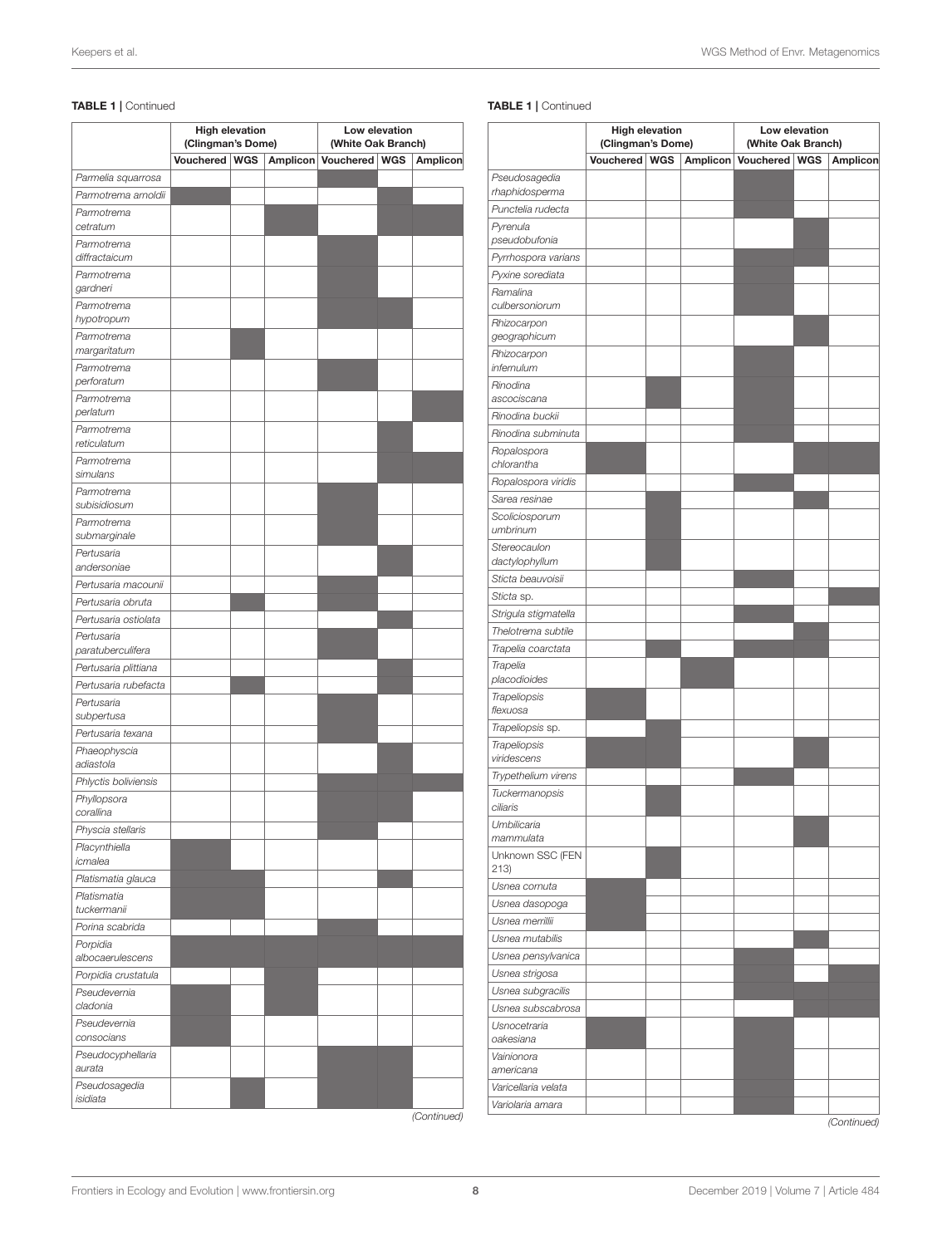**TABLE 1 |** Continued

| | High elevation (Clingman's Dome) | | | Low elevation (White Oak Branch) | | |
|---|---|---|---|---|---|---|
| | Vouchered | WGS | Amplicon | Vouchered | WGS | Amplicon |
| *Parmelia squarrosa* | | | | ■ | | |
| *Parmotrema arnoldii* | ■ | | | | ■ | |
| *Parmotrema cetratum* | | | ■ | | ■ | ■ |
| *Parmotrema diffractaicum* | | | | ■ | | |
| *Parmotrema gardneri* | | | | ■ | | |
| *Parmotrema hypotropum* | | | | ■ | ■ | |
| *Parmotrema margaritatum* | | ■ | | | | |
| *Parmotrema perforatum* | | | | ■ | | |
| *Parmotrema perlatum* | | | | | | ■ |
| *Parmotrema reticulatum* | | | | | ■ | |
| *Parmotrema simulans* | | | | | ■ | ■ |
| *Parmotrema subisidiosum* | | | | ■ | | |
| *Parmotrema submarginale* | | | | ■ | | |
| *Pertusaria andersoniae* | | | | | ■ | |
| *Pertusaria macounii* | | | | ■ | | |
| *Pertusaria obruta* | | ■ | | ■ | | |
| *Pertusaria ostiolata* | | | | | ■ | |
| *Pertusaria paratuberculifera* | | | | ■ | | |
| *Pertusaria plittiana* | | | | | ■ | |
| *Pertusaria rubefacta* | | ■ | | | ■ | |
| *Pertusaria subpertusa* | | | | ■ | | |
| *Pertusaria texana* | | | | ■ | | |
| *Phaeophyscia adiastola* | | | | | ■ | |
| *Phlyctis boliviensis* | | | | ■ | ■ | ■ |
| *Phyllopsora corallina* | | | | ■ | ■ | |
| *Physcia stellaris* | | | | ■ | | |
| *Placynthiella icmalea* | ■ | | | | | |
| *Platismatia glauca* | ■ | ■ | | | ■ | |
| *Platismatia tuckermanii* | ■ | ■ | | | | |
| *Porina scabrida* | | | | ■ | | |
| *Porpidia albocaerulescens* | ■ | ■ | ■ | ■ | ■ | ■ |
| *Porpidia crustatula* | | | ■ | | | |
| *Pseudevernia cladonia* | ■ | | ■ | | | |
| *Pseudevernia consocians* | ■ | | | | | |
| *Pseudocyphellaria aurata* | | | | ■ | ■ | |
| *Pseudosagedia isidiata* | | ■ | | ■ | ■ | |
| *Pseudosagedia rhaphidosperma* | | | | ■ | | |
| *Punctelia rudecta* | | | | ■ | | |
| *Pyrenula pseudobufonia* | | | | | ■ | |
| *Pyrrhospora varians* | | | | ■ | ■ | |
| *Pyxine sorediata* | | | | ■ | | |
| *Ramalina culbersoniorum* | | | | ■ | | |
| *Rhizocarpon geographicum* | | | | | ■ | |
| *Rhizocarpon infernulum* | | | | ■ | | |
| *Rinodina ascociscana* | | ■ | | ■ | | |
| *Rinodina buckii* | | | | ■ | | |
| *Rinodina subminuta* | | | | ■ | | |
| *Ropalospora chlorantha* | ■ | | | | ■ | ■ |
| *Ropalospora viridis* | | | | ■ | | |
| *Sarea resinae* | | ■ | | | ■ | |
| *Scoliciosporum umbrinum* | | ■ | | | | |
| *Stereocaulon dactylophyllum* | | ■ | | | | |
| *Sticta beauvoisii* | | | | ■ | | |
| *Sticta* sp. | | | | | | ■ |
| *Strigula stigmatella* | | | | ■ | | |
| *Thelotrema subtile* | | | | | ■ | |
| *Trapelia coarctata* | | ■ | | ■ | ■ | |
| *Trapelia placodioides* | | | ■ | | | |
| *Trapeliopsis flexuosa* | ■ | | | | | |
| *Trapeliopsis* sp. | | ■ | | | | |
| *Trapeliopsis viridescens* | ■ | ■ | | | ■ | |
| *Trypethelium virens* | | | | ■ | | |
| *Tuckermanopsis ciliaris* | | ■ | | | | |
| *Umbilicaria mammulata* | | | | | ■ | |
| Unknown SSC (FEN 213) | | ■ | | | | |
| *Usnea cornuta* | ■ | | | | | |
| *Usnea dasopoga* | ■ | | | | | |
| *Usnea merrillii* | ■ | | | | | |
| *Usnea mutabilis* | | | | | ■ | |
| *Usnea pensylvanica* | | | | ■ | | |
| *Usnea strigosa* | | | | ■ | | ■ |
| *Usnea subgracilis* | | | | ■ | ■ | ■ |
| *Usnea subscabrosa* | | | | | ■ | ■ |
| *Usnocetraria oakesiana* | ■ | | | ■ | | |
| *Vainionora americana* | | | | ■ | | |
| *Varicellaria velata* | | | | ■ | | |
| *Variolaria amara* | | | | ■ | | |

*(Continued)*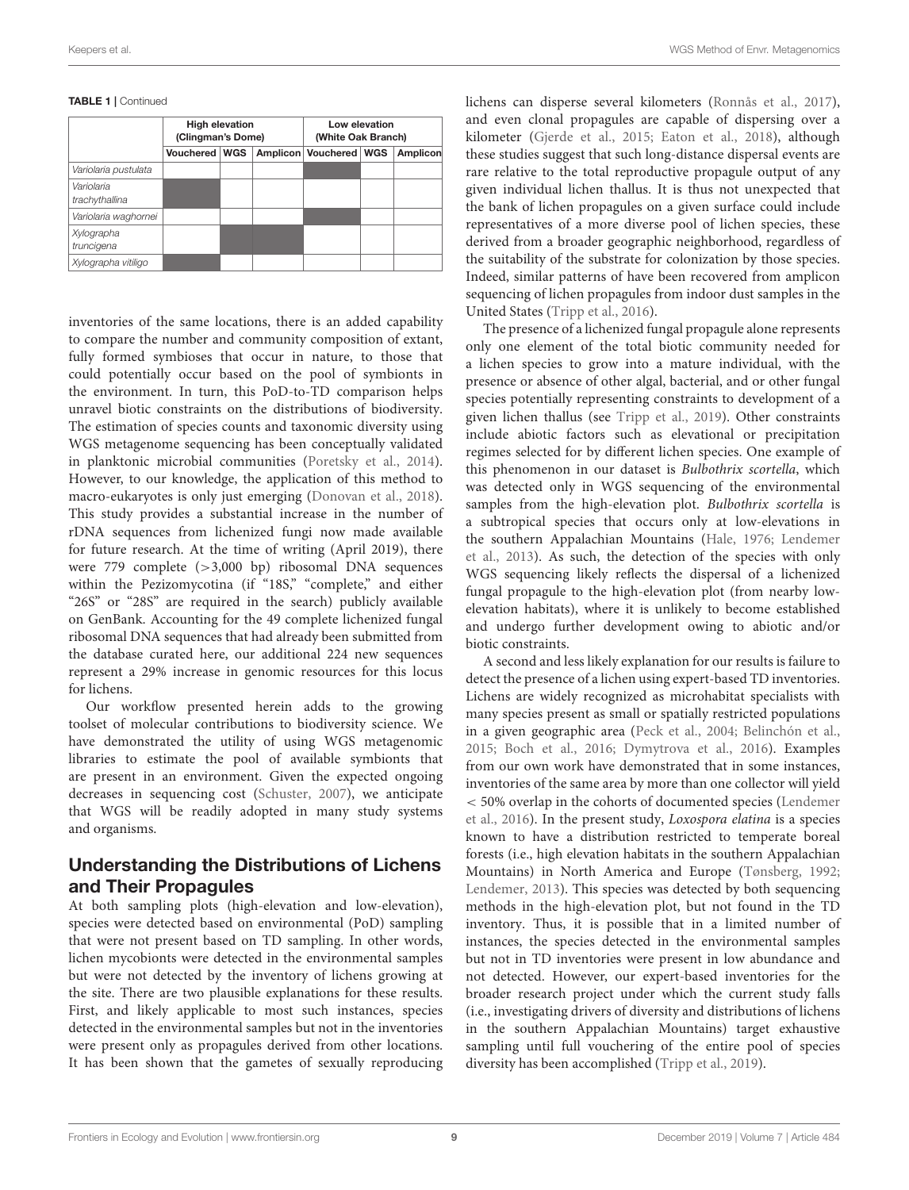**TABLE 1** | Continued

| | High elevation (Clingman's Dome) | | | Low elevation (White Oak Branch) | | |
|---|---|---|---|---|---|---|
| | Vouchered | WGS | Amplicon | Vouchered | WGS | Amplicon |
| *Variolaria pustulata* | | | | | | |
| *Variolaria trachythallina* | ■ | | | ■ | | |
| *Variolaria waghornei* | | | | ■ | | |
| *Xylographa truncigena* | | ■ | ■ | | | |
| *Xylographa vitiligo* | ■ | | | | | |

inventories of the same locations, there is an added capability to compare the number and community composition of extant, fully formed symbioses that occur in nature, to those that could potentially occur based on the pool of symbionts in the environment. In turn, this PoD-to-TD comparison helps unravel biotic constraints on the distributions of biodiversity. The estimation of species counts and taxonomic diversity using WGS metagenome sequencing has been conceptually validated in planktonic microbial communities (Poretsky et al., 2014). However, to our knowledge, the application of this method to macro-eukaryotes is only just emerging (Donovan et al., 2018). This study provides a substantial increase in the number of rDNA sequences from lichenized fungi now made available for future research. At the time of writing (April 2019), there were 779 complete (>3,000 bp) ribosomal DNA sequences within the Pezizomycotina (if "18S," "complete," and either "26S" or "28S" are required in the search) publicly available on GenBank. Accounting for the 49 complete lichenized fungal ribosomal DNA sequences that had already been submitted from the database curated here, our additional 224 new sequences represent a 29% increase in genomic resources for this locus for lichens.

Our workflow presented herein adds to the growing toolset of molecular contributions to biodiversity science. We have demonstrated the utility of using WGS metagenomic libraries to estimate the pool of available symbionts that are present in an environment. Given the expected ongoing decreases in sequencing cost (Schuster, 2007), we anticipate that WGS will be readily adopted in many study systems and organisms.

## Understanding the Distributions of Lichens and Their Propagules

At both sampling plots (high-elevation and low-elevation), species were detected based on environmental (PoD) sampling that were not present based on TD sampling. In other words, lichen mycobionts were detected in the environmental samples but were not detected by the inventory of lichens growing at the site. There are two plausible explanations for these results. First, and likely applicable to most such instances, species detected in the environmental samples but not in the inventories were present only as propagules derived from other locations. It has been shown that the gametes of sexually reproducing lichens can disperse several kilometers (Ronnås et al., 2017), and even clonal propagules are capable of dispersing over a kilometer (Gjerde et al., 2015; Eaton et al., 2018), although these studies suggest that such long-distance dispersal events are rare relative to the total reproductive propagule output of any given individual lichen thallus. It is thus not unexpected that the bank of lichen propagules on a given surface could include representatives of a more diverse pool of lichen species, these derived from a broader geographic neighborhood, regardless of the suitability of the substrate for colonization by those species. Indeed, similar patterns of have been recovered from amplicon sequencing of lichen propagules from indoor dust samples in the United States (Tripp et al., 2016).

The presence of a lichenized fungal propagule alone represents only one element of the total biotic community needed for a lichen species to grow into a mature individual, with the presence or absence of other algal, bacterial, and or other fungal species potentially representing constraints to development of a given lichen thallus (see Tripp et al., 2019). Other constraints include abiotic factors such as elevational or precipitation regimes selected for by different lichen species. One example of this phenomenon in our dataset is *Bulbothrix scortella*, which was detected only in WGS sequencing of the environmental samples from the high-elevation plot. *Bulbothrix scortella* is a subtropical species that occurs only at low-elevations in the southern Appalachian Mountains (Hale, 1976; Lendemer et al., 2013). As such, the detection of the species with only WGS sequencing likely reflects the dispersal of a lichenized fungal propagule to the high-elevation plot (from nearby low-elevation habitats), where it is unlikely to become established and undergo further development owing to abiotic and/or biotic constraints.

A second and less likely explanation for our results is failure to detect the presence of a lichen using expert-based TD inventories. Lichens are widely recognized as microhabitat specialists with many species present as small or spatially restricted populations in a given geographic area (Peck et al., 2004; Belinchón et al., 2015; Boch et al., 2016; Dymytrova et al., 2016). Examples from our own work have demonstrated that in some instances, inventories of the same area by more than one collector will yield < 50% overlap in the cohorts of documented species (Lendemer et al., 2016). In the present study, *Loxospora elatina* is a species known to have a distribution restricted to temperate boreal forests (i.e., high elevation habitats in the southern Appalachian Mountains) in North America and Europe (Tønsberg, 1992; Lendemer, 2013). This species was detected by both sequencing methods in the high-elevation plot, but not found in the TD inventory. Thus, it is possible that in a limited number of instances, the species detected in the environmental samples but not in TD inventories were present in low abundance and not detected. However, our expert-based inventories for the broader research project under which the current study falls (i.e., investigating drivers of diversity and distributions of lichens in the southern Appalachian Mountains) target exhaustive sampling until full vouchering of the entire pool of species diversity has been accomplished (Tripp et al., 2019).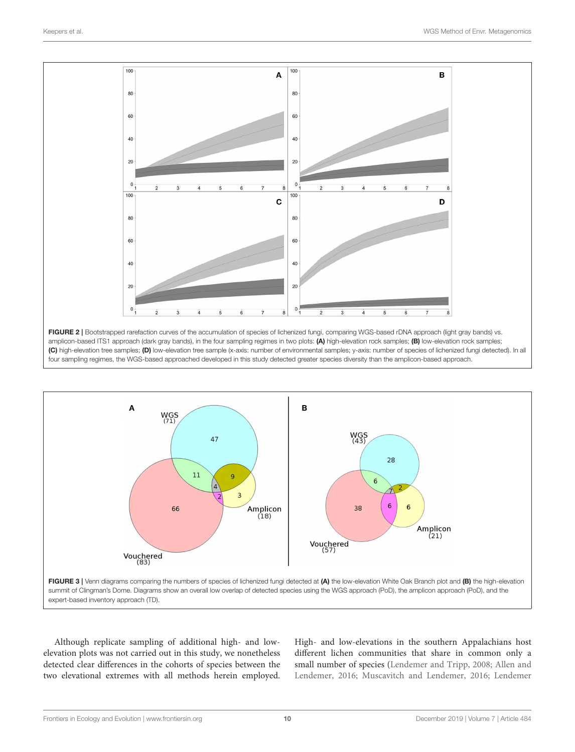FIGURE 2 | Bootstrapped rarefaction curves of the accumulation of species of lichenized fungi, comparing WGS-based rDNA approach (light gray bands) vs. amplicon-based ITS1 approach (dark gray bands), in the four sampling regimes in two plots: **(A)** high-elevation rock samples; **(B)** low-elevation rock samples; **(C)** high-elevation tree samples; **(D)** low-elevation tree sample (x-axis: number of environmental samples; y-axis: number of species of lichenized fungi detected). In all four sampling regimes, the WGS-based approached developed in this study detected greater species diversity than the amplicon-based approach.

FIGURE 3 | Venn diagrams comparing the numbers of species of lichenized fungi detected at **(A)** the low-elevation White Oak Branch plot and **(B)** the high-elevation summit of Clingman's Dome. Diagrams show an overall low overlap of detected species using the WGS approach (PoD), the amplicon approach (PoD), and the expert-based inventory approach (TD).

Although replicate sampling of additional high- and low-elevation plots was not carried out in this study, we nonetheless detected clear differences in the cohorts of species between the two elevational extremes with all methods herein employed. High- and low-elevations in the southern Appalachians host different lichen communities that share in common only a small number of species (Lendemer and Tripp, 2008; Allen and Lendemer, 2016; Muscavitch and Lendemer, 2016; Lendemer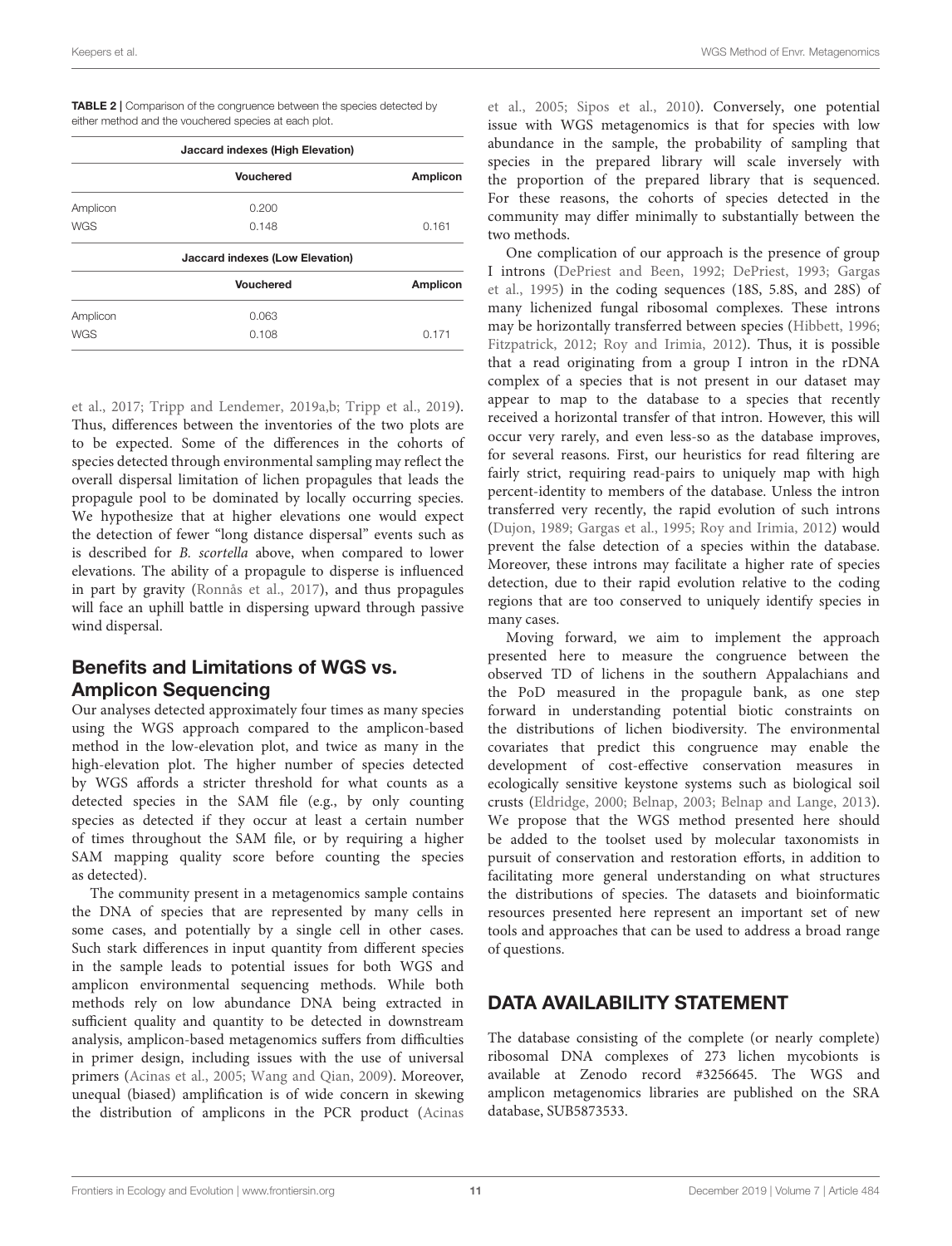**TABLE 2** | Comparison of the congruence between the species detected by either method and the vouchered species at each plot.

| Jaccard indexes (High Elevation) | | |
|---|---|---|
| | Vouchered | Amplicon |
| Amplicon | 0.200 | |
| WGS | 0.148 | 0.161 |
| **Jaccard indexes (Low Elevation)** | | |
| | Vouchered | Amplicon |
| Amplicon | 0.063 | |
| WGS | 0.108 | 0.171 |

et al., 2017; Tripp and Lendemer, 2019a,b; Tripp et al., 2019). Thus, differences between the inventories of the two plots are to be expected. Some of the differences in the cohorts of species detected through environmental sampling may reflect the overall dispersal limitation of lichen propagules that leads the propagule pool to be dominated by locally occurring species. We hypothesize that at higher elevations one would expect the detection of fewer "long distance dispersal" events such as is described for *B. scortella* above, when compared to lower elevations. The ability of a propagule to disperse is influenced in part by gravity (Ronnås et al., 2017), and thus propagules will face an uphill battle in dispersing upward through passive wind dispersal.

## Benefits and Limitations of WGS vs. Amplicon Sequencing

Our analyses detected approximately four times as many species using the WGS approach compared to the amplicon-based method in the low-elevation plot, and twice as many in the high-elevation plot. The higher number of species detected by WGS affords a stricter threshold for what counts as a detected species in the SAM file (e.g., by only counting species as detected if they occur at least a certain number of times throughout the SAM file, or by requiring a higher SAM mapping quality score before counting the species as detected).

The community present in a metagenomics sample contains the DNA of species that are represented by many cells in some cases, and potentially by a single cell in other cases. Such stark differences in input quantity from different species in the sample leads to potential issues for both WGS and amplicon environmental sequencing methods. While both methods rely on low abundance DNA being extracted in sufficient quality and quantity to be detected in downstream analysis, amplicon-based metagenomics suffers from difficulties in primer design, including issues with the use of universal primers (Acinas et al., 2005; Wang and Qian, 2009). Moreover, unequal (biased) amplification is of wide concern in skewing the distribution of amplicons in the PCR product (Acinas et al., 2005; Sipos et al., 2010). Conversely, one potential issue with WGS metagenomics is that for species with low abundance in the sample, the probability of sampling that species in the prepared library will scale inversely with the proportion of the prepared library that is sequenced. For these reasons, the cohorts of species detected in the community may differ minimally to substantially between the two methods.

One complication of our approach is the presence of group I introns (DePriest and Been, 1992; DePriest, 1993; Gargas et al., 1995) in the coding sequences (18S, 5.8S, and 28S) of many lichenized fungal ribosomal complexes. These introns may be horizontally transferred between species (Hibbett, 1996; Fitzpatrick, 2012; Roy and Irimia, 2012). Thus, it is possible that a read originating from a group I intron in the rDNA complex of a species that is not present in our dataset may appear to map to the database to a species that recently received a horizontal transfer of that intron. However, this will occur very rarely, and even less-so as the database improves, for several reasons. First, our heuristics for read filtering are fairly strict, requiring read-pairs to uniquely map with high percent-identity to members of the database. Unless the intron transferred very recently, the rapid evolution of such introns (Dujon, 1989; Gargas et al., 1995; Roy and Irimia, 2012) would prevent the false detection of a species within the database. Moreover, these introns may facilitate a higher rate of species detection, due to their rapid evolution relative to the coding regions that are too conserved to uniquely identify species in many cases.

Moving forward, we aim to implement the approach presented here to measure the congruence between the observed TD of lichens in the southern Appalachians and the PoD measured in the propagule bank, as one step forward in understanding potential biotic constraints on the distributions of lichen biodiversity. The environmental covariates that predict this congruence may enable the development of cost-effective conservation measures in ecologically sensitive keystone systems such as biological soil crusts (Eldridge, 2000; Belnap, 2003; Belnap and Lange, 2013). We propose that the WGS method presented here should be added to the toolset used by molecular taxonomists in pursuit of conservation and restoration efforts, in addition to facilitating more general understanding on what structures the distributions of species. The datasets and bioinformatic resources presented here represent an important set of new tools and approaches that can be used to address a broad range of questions.

## DATA AVAILABILITY STATEMENT

The database consisting of the complete (or nearly complete) ribosomal DNA complexes of 273 lichen mycobionts is available at Zenodo record #3256645. The WGS and amplicon metagenomics libraries are published on the SRA database, SUB5873533.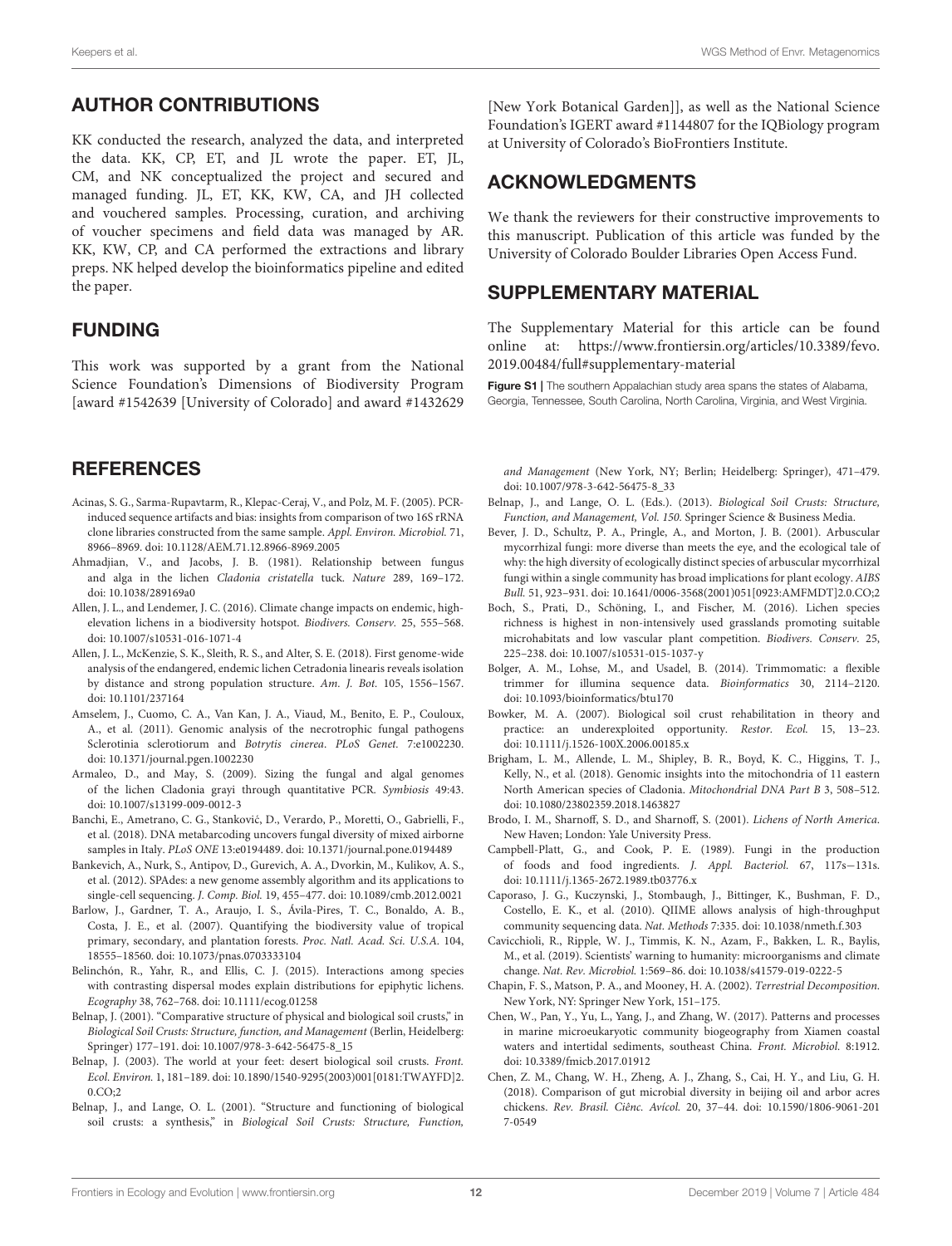## AUTHOR CONTRIBUTIONS

KK conducted the research, analyzed the data, and interpreted the data. KK, CP, ET, and JL wrote the paper. ET, JL, CM, and NK conceptualized the project and secured and managed funding. JL, ET, KK, KW, CA, and JH collected and vouchered samples. Processing, curation, and archiving of voucher specimens and field data was managed by AR. KK, KW, CP, and CA performed the extractions and library preps. NK helped develop the bioinformatics pipeline and edited the paper.

## FUNDING

This work was supported by a grant from the National Science Foundation's Dimensions of Biodiversity Program [award #1542639 [University of Colorado] and award #1432629 [New York Botanical Garden]], as well as the National Science Foundation's IGERT award #1144807 for the IQBiology program at University of Colorado's BioFrontiers Institute.

## ACKNOWLEDGMENTS

We thank the reviewers for their constructive improvements to this manuscript. Publication of this article was funded by the University of Colorado Boulder Libraries Open Access Fund.

## SUPPLEMENTARY MATERIAL

The Supplementary Material for this article can be found online at: https://www.frontiersin.org/articles/10.3389/fevo.2019.00484/full#supplementary-material

**Figure S1 |** The southern Appalachian study area spans the states of Alabama, Georgia, Tennessee, South Carolina, North Carolina, Virginia, and West Virginia.

## REFERENCES

Acinas, S. G., Sarma-Rupavtarm, R., Klepac-Ceraj, V., and Polz, M. F. (2005). PCR-induced sequence artifacts and bias: insights from comparison of two 16S rRNA clone libraries constructed from the same sample. *Appl. Environ. Microbiol.* 71, 8966–8969. doi: 10.1128/AEM.71.12.8966-8969.2005

Ahmadjian, V., and Jacobs, J. B. (1981). Relationship between fungus and alga in the lichen *Cladonia cristatella* tuck. *Nature* 289, 169–172. doi: 10.1038/289169a0

Allen, J. L., and Lendemer, J. C. (2016). Climate change impacts on endemic, high-elevation lichens in a biodiversity hotspot. *Biodivers. Conserv.* 25, 555–568. doi: 10.1007/s10531-016-1071-4

Allen, J. L., McKenzie, S. K., Sleith, R. S., and Alter, S. E. (2018). First genome-wide analysis of the endangered, endemic lichen Cetradonia linearis reveals isolation by distance and strong population structure. *Am. J. Bot.* 105, 1556–1567. doi: 10.1101/237164

Amselem, J., Cuomo, C. A., Van Kan, J. A., Viaud, M., Benito, E. P., Couloux, A., et al. (2011). Genomic analysis of the necrotrophic fungal pathogens Sclerotinia sclerotiorum and *Botrytis cinerea*. *PLoS Genet.* 7:e1002230. doi: 10.1371/journal.pgen.1002230

Armaleo, D., and May, S. (2009). Sizing the fungal and algal genomes of the lichen Cladonia grayi through quantitative PCR. *Symbiosis* 49:43. doi: 10.1007/s13199-009-0012-3

Banchi, E., Ametrano, C. G., Stanković, D., Verardo, P., Moretti, O., Gabrielli, F., et al. (2018). DNA metabarcoding uncovers fungal diversity of mixed airborne samples in Italy. *PLoS ONE* 13:e0194489. doi: 10.1371/journal.pone.0194489

Bankevich, A., Nurk, S., Antipov, D., Gurevich, A. A., Dvorkin, M., Kulikov, A. S., et al. (2012). SPAdes: a new genome assembly algorithm and its applications to single-cell sequencing. *J. Comp. Biol.* 19, 455–477. doi: 10.1089/cmb.2012.0021

Barlow, J., Gardner, T. A., Araujo, I. S., Ávila-Pires, T. C., Bonaldo, A. B., Costa, J. E., et al. (2007). Quantifying the biodiversity value of tropical primary, secondary, and plantation forests. *Proc. Natl. Acad. Sci. U.S.A.* 104, 18555–18560. doi: 10.1073/pnas.0703333104

Belinchón, R., Yahr, R., and Ellis, C. J. (2015). Interactions among species with contrasting dispersal modes explain distributions for epiphytic lichens. *Ecography* 38, 762–768. doi: 10.1111/ecog.01258

Belnap, J. (2001). "Comparative structure of physical and biological soil crusts," in *Biological Soil Crusts: Structure, function, and Management* (Berlin, Heidelberg: Springer) 177–191. doi: 10.1007/978-3-642-56475-8_15

Belnap, J. (2003). The world at your feet: desert biological soil crusts. *Front. Ecol. Environ.* 1, 181–189. doi: 10.1890/1540-9295(2003)001[0181:TWAYFD]2.0.CO;2

Belnap, J., and Lange, O. L. (2001). "Structure and functioning of biological soil crusts: a synthesis," in *Biological Soil Crusts: Structure, Function, and Management* (New York, NY; Berlin; Heidelberg: Springer), 471–479. doi: 10.1007/978-3-642-56475-8_33

Belnap, J., and Lange, O. L. (Eds.). (2013). *Biological Soil Crusts: Structure, Function, and Management, Vol. 150.* Springer Science & Business Media.

Bever, J. D., Schultz, P. A., Pringle, A., and Morton, J. B. (2001). Arbuscular mycorrhizal fungi: more diverse than meets the eye, and the ecological tale of why: the high diversity of ecologically distinct species of arbuscular mycorrhizal fungi within a single community has broad implications for plant ecology. *AIBS Bull.* 51, 923–931. doi: 10.1641/0006-3568(2001)051[0923:AMFMDT]2.0.CO;2

Boch, S., Prati, D., Schöning, I., and Fischer, M. (2016). Lichen species richness is highest in non-intensively used grasslands promoting suitable microhabitats and low vascular plant competition. *Biodivers. Conserv.* 25, 225–238. doi: 10.1007/s10531-015-1037-y

Bolger, A. M., Lohse, M., and Usadel, B. (2014). Trimmomatic: a flexible trimmer for illumina sequence data. *Bioinformatics* 30, 2114–2120. doi: 10.1093/bioinformatics/btu170

Bowker, M. A. (2007). Biological soil crust rehabilitation in theory and practice: an underexploited opportunity. *Restor. Ecol.* 15, 13–23. doi: 10.1111/j.1526-100X.2006.00185.x

Brigham, L. M., Allende, L. M., Shipley, B. R., Boyd, K. C., Higgins, T. J., Kelly, N., et al. (2018). Genomic insights into the mitochondria of 11 eastern North American species of Cladonia. *Mitochondrial DNA Part B* 3, 508–512. doi: 10.1080/23802359.2018.1463827

Brodo, I. M., Sharnoff, S. D., and Sharnoff, S. (2001). *Lichens of North America*. New Haven; London: Yale University Press.

Campbell-Platt, G., and Cook, P. E. (1989). Fungi in the production of foods and food ingredients. *J. Appl. Bacteriol.* 67, 117s−131s. doi: 10.1111/j.1365-2672.1989.tb03776.x

Caporaso, J. G., Kuczynski, J., Stombaugh, J., Bittinger, K., Bushman, F. D., Costello, E. K., et al. (2010). QIIME allows analysis of high-throughput community sequencing data. *Nat. Methods* 7:335. doi: 10.1038/nmeth.f.303

Cavicchioli, R., Ripple, W. J., Timmis, K. N., Azam, F., Bakken, L. R., Baylis, M., et al. (2019). Scientists' warning to humanity: microorganisms and climate change. *Nat. Rev. Microbiol.* 1:569–86. doi: 10.1038/s41579-019-0222-5

Chapin, F. S., Matson, P. A., and Mooney, H. A. (2002). *Terrestrial Decomposition*. New York, NY: Springer New York, 151–175.

Chen, W., Pan, Y., Yu, L., Yang, J., and Zhang, W. (2017). Patterns and processes in marine microeukaryotic community biogeography from Xiamen coastal waters and intertidal sediments, southeast China. *Front. Microbiol.* 8:1912. doi: 10.3389/fmicb.2017.01912

Chen, Z. M., Chang, W. H., Zheng, A. J., Zhang, S., Cai, H. Y., and Liu, G. H. (2018). Comparison of gut microbial diversity in beijing oil and arbor acres chickens. *Rev. Brasil. Ciênc. Avícol.* 20, 37–44. doi: 10.1590/1806-9061-2017-0549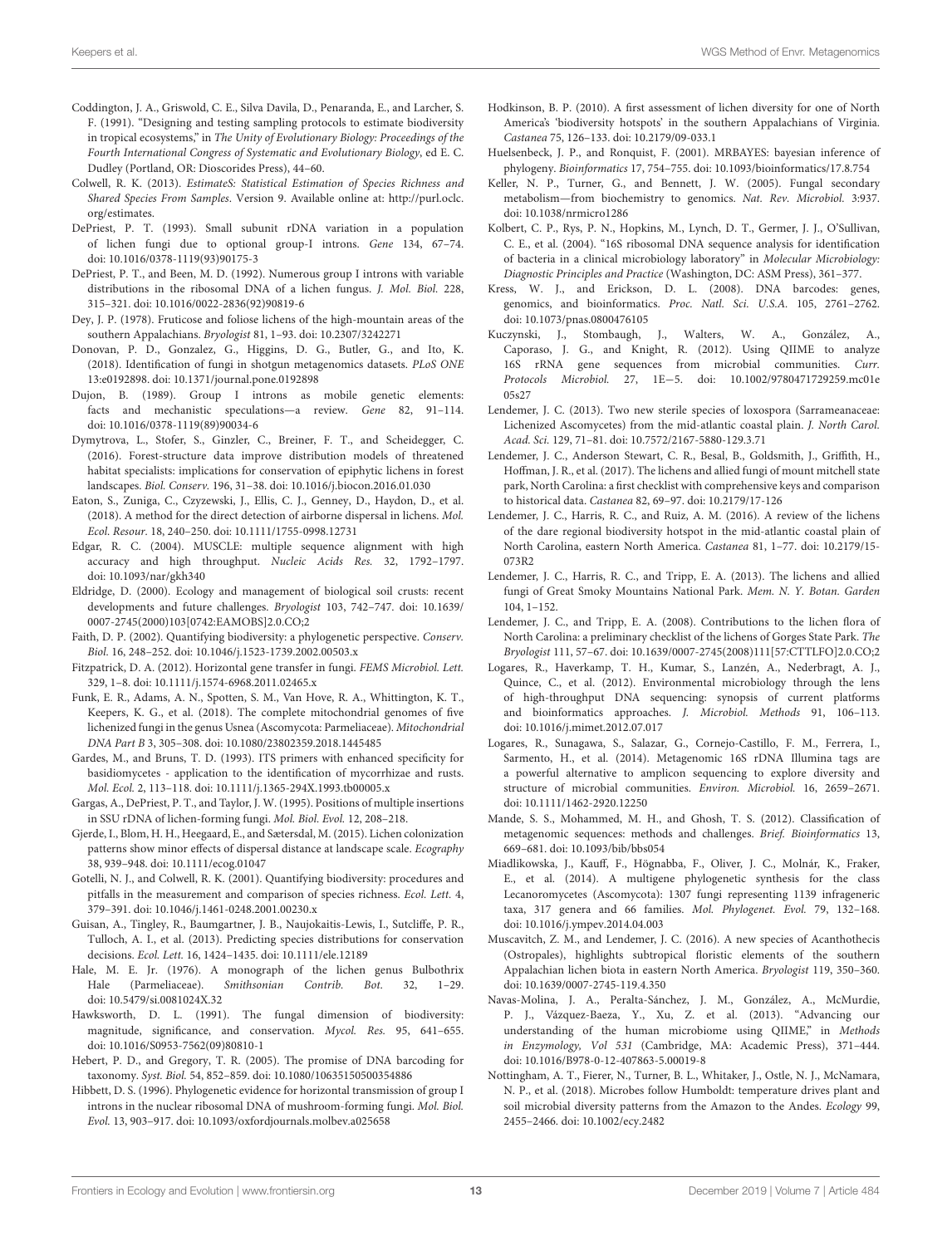Coddington, J. A., Griswold, C. E., Silva Davila, D., Penaranda, E., and Larcher, S. F. (1991). "Designing and testing sampling protocols to estimate biodiversity in tropical ecosystems," in *The Unity of Evolutionary Biology: Proceedings of the Fourth International Congress of Systematic and Evolutionary Biology*, ed E. C. Dudley (Portland, OR: Dioscorides Press), 44–60.

Colwell, R. K. (2013). *EstimateS: Statistical Estimation of Species Richness and Shared Species From Samples*. Version 9. Available online at: http://purl.oclc.org/estimates.

DePriest, P. T. (1993). Small subunit rDNA variation in a population of lichen fungi due to optional group-I introns. *Gene* 134, 67–74. doi: 10.1016/0378-1119(93)90175-3

DePriest, P. T., and Been, M. D. (1992). Numerous group I introns with variable distributions in the ribosomal DNA of a lichen fungus. *J. Mol. Biol.* 228, 315–321. doi: 10.1016/0022-2836(92)90819-6

Dey, J. P. (1978). Fruticose and foliose lichens of the high-mountain areas of the southern Appalachians. *Bryologist* 81, 1–93. doi: 10.2307/3242271

Donovan, P. D., Gonzalez, G., Higgins, D. G., Butler, G., and Ito, K. (2018). Identification of fungi in shotgun metagenomics datasets. *PLoS ONE* 13:e0192898. doi: 10.1371/journal.pone.0192898

Dujon, B. (1989). Group I introns as mobile genetic elements: facts and mechanistic speculations—a review. *Gene* 82, 91–114. doi: 10.1016/0378-1119(89)90034-6

Dymytrova, L., Stofer, S., Ginzler, C., Breiner, F. T., and Scheidegger, C. (2016). Forest-structure data improve distribution models of threatened habitat specialists: implications for conservation of epiphytic lichens in forest landscapes. *Biol. Conserv.* 196, 31–38. doi: 10.1016/j.biocon.2016.01.030

Eaton, S., Zuniga, C., Czyzewski, J., Ellis, C. J., Genney, D., Haydon, D., et al. (2018). A method for the direct detection of airborne dispersal in lichens. *Mol. Ecol. Resour.* 18, 240–250. doi: 10.1111/1755-0998.12731

Edgar, R. C. (2004). MUSCLE: multiple sequence alignment with high accuracy and high throughput. *Nucleic Acids Res.* 32, 1792–1797. doi: 10.1093/nar/gkh340

Eldridge, D. (2000). Ecology and management of biological soil crusts: recent developments and future challenges. *Bryologist* 103, 742–747. doi: 10.1639/0007-2745(2000)103[0742:EAMOBS]2.0.CO;2

Faith, D. P. (2002). Quantifying biodiversity: a phylogenetic perspective. *Conserv. Biol.* 16, 248–252. doi: 10.1046/j.1523-1739.2002.00503.x

Fitzpatrick, D. A. (2012). Horizontal gene transfer in fungi. *FEMS Microbiol. Lett.* 329, 1–8. doi: 10.1111/j.1574-6968.2011.02465.x

Funk, E. R., Adams, A. N., Spotten, S. M., Van Hove, R. A., Whittington, K. T., Keepers, K. G., et al. (2018). The complete mitochondrial genomes of five lichenized fungi in the genus Usnea (Ascomycota: Parmeliaceae). *Mitochondrial DNA Part B* 3, 305–308. doi: 10.1080/23802359.2018.1445485

Gardes, M., and Bruns, T. D. (1993). ITS primers with enhanced specificity for basidiomycetes - application to the identification of mycorrhizae and rusts. *Mol. Ecol.* 2, 113–118. doi: 10.1111/j.1365-294X.1993.tb00005.x

Gargas, A., DePriest, P. T., and Taylor, J. W. (1995). Positions of multiple insertions in SSU rDNA of lichen-forming fungi. *Mol. Biol. Evol.* 12, 208–218.

Gjerde, I., Blom, H. H., Heegaard, E., and Sætersdal, M. (2015). Lichen colonization patterns show minor effects of dispersal distance at landscape scale. *Ecography* 38, 939–948. doi: 10.1111/ecog.01047

Gotelli, N. J., and Colwell, R. K. (2001). Quantifying biodiversity: procedures and pitfalls in the measurement and comparison of species richness. *Ecol. Lett.* 4, 379–391. doi: 10.1046/j.1461-0248.2001.00230.x

Guisan, A., Tingley, R., Baumgartner, J. B., Naujokaitis-Lewis, I., Sutcliffe, P. R., Tulloch, A. I., et al. (2013). Predicting species distributions for conservation decisions. *Ecol. Lett.* 16, 1424–1435. doi: 10.1111/ele.12189

Hale, M. E. Jr. (1976). A monograph of the lichen genus Bulbothrix Hale (Parmeliaceae). *Smithsonian Contrib. Bot.* 32, 1–29. doi: 10.5479/si.0081024X.32

Hawksworth, D. L. (1991). The fungal dimension of biodiversity: magnitude, significance, and conservation. *Mycol. Res.* 95, 641–655. doi: 10.1016/S0953-7562(09)80810-1

Hebert, P. D., and Gregory, T. R. (2005). The promise of DNA barcoding for taxonomy. *Syst. Biol.* 54, 852–859. doi: 10.1080/10635150500354886

Hibbett, D. S. (1996). Phylogenetic evidence for horizontal transmission of group I introns in the nuclear ribosomal DNA of mushroom-forming fungi. *Mol. Biol. Evol.* 13, 903–917. doi: 10.1093/oxfordjournals.molbev.a025658

Hodkinson, B. P. (2010). A first assessment of lichen diversity for one of North America's 'biodiversity hotspots' in the southern Appalachians of Virginia. *Castanea* 75, 126–133. doi: 10.2179/09-033.1

Huelsenbeck, J. P., and Ronquist, F. (2001). MRBAYES: bayesian inference of phylogeny. *Bioinformatics* 17, 754–755. doi: 10.1093/bioinformatics/17.8.754

Keller, N. P., Turner, G., and Bennett, J. W. (2005). Fungal secondary metabolism—from biochemistry to genomics. *Nat. Rev. Microbiol.* 3:937. doi: 10.1038/nrmicro1286

Kolbert, C. P., Rys, P. N., Hopkins, M., Lynch, D. T., Germer, J. J., O'Sullivan, C. E., et al. (2004). "16S ribosomal DNA sequence analysis for identification of bacteria in a clinical microbiology laboratory" in *Molecular Microbiology: Diagnostic Principles and Practice* (Washington, DC: ASM Press), 361–377.

Kress, W. J., and Erickson, D. L. (2008). DNA barcodes: genes, genomics, and bioinformatics. *Proc. Natl. Sci. U.S.A.* 105, 2761–2762. doi: 10.1073/pnas.0800476105

Kuczynski, J., Stombaugh, J., Walters, W. A., González, A., Caporaso, J. G., and Knight, R. (2012). Using QIIME to analyze 16S rRNA gene sequences from microbial communities. *Curr. Protocols Microbiol.* 27, 1E—5. doi: 10.1002/9780471729259.mc01e05s27

Lendemer, J. C. (2013). Two new sterile species of loxospora (Sarrameanaceae: Lichenized Ascomycetes) from the mid-atlantic coastal plain. *J. North Carol. Acad. Sci.* 129, 71–81. doi: 10.7572/2167-5880-129.3.71

Lendemer, J. C., Anderson Stewart, C. R., Besal, B., Goldsmith, J., Griffith, H., Hoffman, J. R., et al. (2017). The lichens and allied fungi of mount mitchell state park, North Carolina: a first checklist with comprehensive keys and comparison to historical data. *Castanea* 82, 69–97. doi: 10.2179/17-126

Lendemer, J. C., Harris, R. C., and Ruiz, A. M. (2016). A review of the lichens of the dare regional biodiversity hotspot in the mid-atlantic coastal plain of North Carolina, eastern North America. *Castanea* 81, 1–77. doi: 10.2179/15-073R2

Lendemer, J. C., Harris, R. C., and Tripp, E. A. (2013). The lichens and allied fungi of Great Smoky Mountains National Park. *Mem. N. Y. Botan. Garden* 104, 1–152.

Lendemer, J. C., and Tripp, E. A. (2008). Contributions to the lichen flora of North Carolina: a preliminary checklist of the lichens of Gorges State Park. *The Bryologist* 111, 57–67. doi: 10.1639/0007-2745(2008)111[57:CTTLFO]2.0.CO;2

Logares, R., Haverkamp, T. H., Kumar, S., Lanzén, A., Nederbragt, A. J., Quince, C., et al. (2012). Environmental microbiology through the lens of high-throughput DNA sequencing: synopsis of current platforms and bioinformatics approaches. *J. Microbiol. Methods* 91, 106–113. doi: 10.1016/j.mimet.2012.07.017

Logares, R., Sunagawa, S., Salazar, G., Cornejo-Castillo, F. M., Ferrera, I., Sarmento, H., et al. (2014). Metagenomic 16S rDNA Illumina tags are a powerful alternative to amplicon sequencing to explore diversity and structure of microbial communities. *Environ. Microbiol.* 16, 2659–2671. doi: 10.1111/1462-2920.12250

Mande, S. S., Mohammed, M. H., and Ghosh, T. S. (2012). Classification of metagenomic sequences: methods and challenges. *Brief. Bioinformatics* 13, 669–681. doi: 10.1093/bib/bbs054

Miadlikowska, J., Kauff, F., Högnabba, F., Oliver, J. C., Molnár, K., Fraker, E., et al. (2014). A multigene phylogenetic synthesis for the class Lecanoromycetes (Ascomycota): 1307 fungi representing 1139 infrageneric taxa, 317 genera and 66 families. *Mol. Phylogenet. Evol.* 79, 132–168. doi: 10.1016/j.ympev.2014.04.003

Muscavitch, Z. M., and Lendemer, J. C. (2016). A new species of Acanthothecis (Ostropales), highlights subtropical floristic elements of the southern Appalachian lichen biota in eastern North America. *Bryologist* 119, 350–360. doi: 10.1639/0007-2745-119.4.350

Navas-Molina, J. A., Peralta-Sánchez, J. M., González, A., McMurdie, P. J., Vázquez-Baeza, Y., Xu, Z. et al. (2013). "Advancing our understanding of the human microbiome using QIIME," in *Methods in Enzymology, Vol 531* (Cambridge, MA: Academic Press), 371–444. doi: 10.1016/B978-0-12-407863-5.00019-8

Nottingham, A. T., Fierer, N., Turner, B. L., Whitaker, J., Ostle, N. J., McNamara, N. P., et al. (2018). Microbes follow Humboldt: temperature drives plant and soil microbial diversity patterns from the Amazon to the Andes. *Ecology* 99, 2455–2466. doi: 10.1002/ecy.2482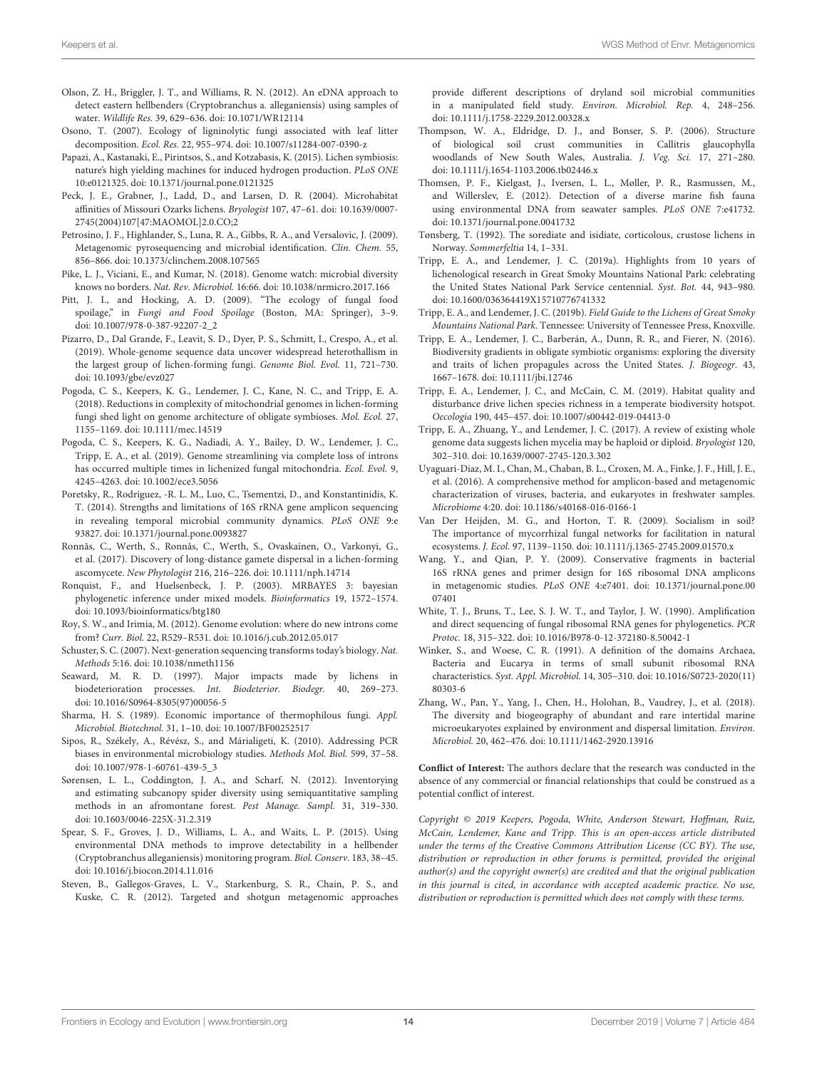Olson, Z. H., Briggler, J. T., and Williams, R. N. (2012). An eDNA approach to detect eastern hellbenders (Cryptobranchus a. alleganiensis) using samples of water. *Wildlife Res.* 39, 629–636. doi: 10.1071/WR12114

Osono, T. (2007). Ecology of ligninolytic fungi associated with leaf litter decomposition. *Ecol. Res.* 22, 955–974. doi: 10.1007/s11284-007-0390-z

Papazi, A., Kastanaki, E., Pirintsos, S., and Kotzabasis, K. (2015). Lichen symbiosis: nature's high yielding machines for induced hydrogen production. *PLoS ONE* 10:e0121325. doi: 10.1371/journal.pone.0121325

Peck, J. E., Grabner, J., Ladd, D., and Larsen, D. R. (2004). Microhabitat affinities of Missouri Ozarks lichens. *Bryologist* 107, 47–61. doi: 10.1639/0007-2745(2004)107[47:MAOMOL]2.0.CO;2

Petrosino, J. F., Highlander, S., Luna, R. A., Gibbs, R. A., and Versalovic, J. (2009). Metagenomic pyrosequencing and microbial identification. *Clin. Chem.* 55, 856–866. doi: 10.1373/clinchem.2008.107565

Pike, L. J., Viciani, E., and Kumar, N. (2018). Genome watch: microbial diversity knows no borders. *Nat. Rev. Microbiol.* 16:66. doi: 10.1038/nrmicro.2017.166

Pitt, J. I., and Hocking, A. D. (2009). "The ecology of fungal food spoilage," in *Fungi and Food Spoilage* (Boston, MA: Springer), 3–9. doi: 10.1007/978-0-387-92207-2_2

Pizarro, D., Dal Grande, F., Leavit, S. D., Dyer, P. S., Schmitt, I., Crespo, A., et al. (2019). Whole-genome sequence data uncover widespread heterothallism in the largest group of lichen-forming fungi. *Genome Biol. Evol.* 11, 721–730. doi: 10.1093/gbe/evz027

Pogoda, C. S., Keepers, K. G., Lendemer, J. C., Kane, N. C., and Tripp, E. A. (2018). Reductions in complexity of mitochondrial genomes in lichen-forming fungi shed light on genome architecture of obligate symbioses. *Mol. Ecol.* 27, 1155–1169. doi: 10.1111/mec.14519

Pogoda, C. S., Keepers, K. G., Nadiadi, A. Y., Bailey, D. W., Lendemer, J. C., Tripp, E. A., et al. (2019). Genome streamlining via complete loss of introns has occurred multiple times in lichenized fungal mitochondria. *Ecol. Evol.* 9, 4245–4263. doi: 10.1002/ece3.5056

Poretsky, R., Rodriguez, -R. L. M., Luo, C., Tsementzi, D., and Konstantinidis, K. T. (2014). Strengths and limitations of 16S rRNA gene amplicon sequencing in revealing temporal microbial community dynamics. *PLoS ONE* 9:e 93827. doi: 10.1371/journal.pone.0093827

Ronnås, C., Werth, S., Ronnås, C., Werth, S., Ovaskainen, O., Varkonyi, G., et al. (2017). Discovery of long-distance gamete dispersal in a lichen-forming ascomycete. *New Phytologist* 216, 216–226. doi: 10.1111/nph.14714

Ronquist, F., and Huelsenbeck, J. P. (2003). MRBAYES 3: bayesian phylogenetic inference under mixed models. *Bioinformatics* 19, 1572–1574. doi: 10.1093/bioinformatics/btg180

Roy, S. W., and Irimia, M. (2012). Genome evolution: where do new introns come from? *Curr. Biol.* 22, R529–R531. doi: 10.1016/j.cub.2012.05.017

Schuster, S. C. (2007). Next-generation sequencing transforms today's biology. *Nat. Methods* 5:16. doi: 10.1038/nmeth1156

Seaward, M. R. D. (1997). Major impacts made by lichens in biodeterioration processes. *Int. Biodeterior. Biodegr.* 40, 269–273. doi: 10.1016/S0964-8305(97)00056-5

Sharma, H. S. (1989). Economic importance of thermophilous fungi. *Appl. Microbiol. Biotechnol.* 31, 1–10. doi: 10.1007/BF00252517

Sipos, R., Székely, A., Révész, S., and Márialigeti, K. (2010). Addressing PCR biases in environmental microbiology studies. *Methods Mol. Biol.* 599, 37–58. doi: 10.1007/978-1-60761-439-5_3

Sørensen, L. L., Coddington, J. A., and Scharf, N. (2012). Inventorying and estimating subcanopy spider diversity using semiquantitative sampling methods in an afromontane forest. *Pest Manage. Sampl.* 31, 319–330. doi: 10.1603/0046-225X-31.2.319

Spear, S. F., Groves, J. D., Williams, L. A., and Waits, L. P. (2015). Using environmental DNA methods to improve detectability in a hellbender (Cryptobranchus alleganiensis) monitoring program. *Biol. Conserv.* 183, 38–45. doi: 10.1016/j.biocon.2014.11.016

Steven, B., Gallegos-Graves, L. V., Starkenburg, S. R., Chain, P. S., and Kuske, C. R. (2012). Targeted and shotgun metagenomic approaches provide different descriptions of dryland soil microbial communities in a manipulated field study. *Environ. Microbiol. Rep.* 4, 248–256. doi: 10.1111/j.1758-2229.2012.00328.x

Thompson, W. A., Eldridge, D. J., and Bonser, S. P. (2006). Structure of biological soil crust communities in Callitris glaucophylla woodlands of New South Wales, Australia. *J. Veg. Sci.* 17, 271–280. doi: 10.1111/j.1654-1103.2006.tb02446.x

Thomsen, P. F., Kielgast, J., Iversen, L. L., Møller, P. R., Rasmussen, M., and Willerslev, E. (2012). Detection of a diverse marine fish fauna using environmental DNA from seawater samples. *PLoS ONE* 7:e41732. doi: 10.1371/journal.pone.0041732

Tønsberg, T. (1992). The sorediate and isidiate, corticolous, crustose lichens in Norway. *Sommerfeltia* 14, 1–331.

Tripp, E. A., and Lendemer, J. C. (2019a). Highlights from 10 years of lichenological research in Great Smoky Mountains National Park: celebrating the United States National Park Service centennial. *Syst. Bot.* 44, 943–980. doi: 10.1600/036364419X15710776741332

Tripp, E. A., and Lendemer, J. C. (2019b). *Field Guide to the Lichens of Great Smoky Mountains National Park*. Tennessee: University of Tennessee Press, Knoxville.

Tripp, E. A., Lendemer, J. C., Barberán, A., Dunn, R. R., and Fierer, N. (2016). Biodiversity gradients in obligate symbiotic organisms: exploring the diversity and traits of lichen propagules across the United States. *J. Biogeogr.* 43, 1667–1678. doi: 10.1111/jbi.12746

Tripp, E. A., Lendemer, J. C., and McCain, C. M. (2019). Habitat quality and disturbance drive lichen species richness in a temperate biodiversity hotspot. *Oecologia* 190, 445–457. doi: 10.1007/s00442-019-04413-0

Tripp, E. A., Zhuang, Y., and Lendemer, J. C. (2017). A review of existing whole genome data suggests lichen mycelia may be haploid or diploid. *Bryologist* 120, 302–310. doi: 10.1639/0007-2745-120.3.302

Uyaguari-Diaz, M. I., Chan, M., Chaban, B. L., Croxen, M. A., Finke, J. F., Hill, J. E., et al. (2016). A comprehensive method for amplicon-based and metagenomic characterization of viruses, bacteria, and eukaryotes in freshwater samples. *Microbiome* 4:20. doi: 10.1186/s40168-016-0166-1

Van Der Heijden, M. G., and Horton, T. R. (2009). Socialism in soil? The importance of mycorrhizal fungal networks for facilitation in natural ecosystems. *J. Ecol.* 97, 1139–1150. doi: 10.1111/j.1365-2745.2009.01570.x

Wang, Y., and Qian, P. Y. (2009). Conservative fragments in bacterial 16S rRNA genes and primer design for 16S ribosomal DNA amplicons in metagenomic studies. *PLoS ONE* 4:e7401. doi: 10.1371/journal.pone.0007401

White, T. J., Bruns, T., Lee, S. J. W. T., and Taylor, J. W. (1990). Amplification and direct sequencing of fungal ribosomal RNA genes for phylogenetics. *PCR Protoc.* 18, 315–322. doi: 10.1016/B978-0-12-372180-8.50042-1

Winker, S., and Woese, C. R. (1991). A definition of the domains Archaea, Bacteria and Eucarya in terms of small subunit ribosomal RNA characteristics. *Syst. Appl. Microbiol.* 14, 305–310. doi: 10.1016/S0723-2020(11)80303-6

Zhang, W., Pan, Y., Yang, J., Chen, H., Holohan, B., Vaudrey, J., et al. (2018). The diversity and biogeography of abundant and rare intertidal marine microeukaryotes explained by environment and dispersal limitation. *Environ. Microbiol.* 20, 462–476. doi: 10.1111/1462-2920.13916

**Conflict of Interest:** The authors declare that the research was conducted in the absence of any commercial or financial relationships that could be construed as a potential conflict of interest.

*Copyright © 2019 Keepers, Pogoda, White, Anderson Stewart, Hoffman, Ruiz, McCain, Lendemer, Kane and Tripp. This is an open-access article distributed under the terms of the Creative Commons Attribution License (CC BY). The use, distribution or reproduction in other forums is permitted, provided the original author(s) and the copyright owner(s) are credited and that the original publication in this journal is cited, in accordance with accepted academic practice. No use, distribution or reproduction is permitted which does not comply with these terms.*